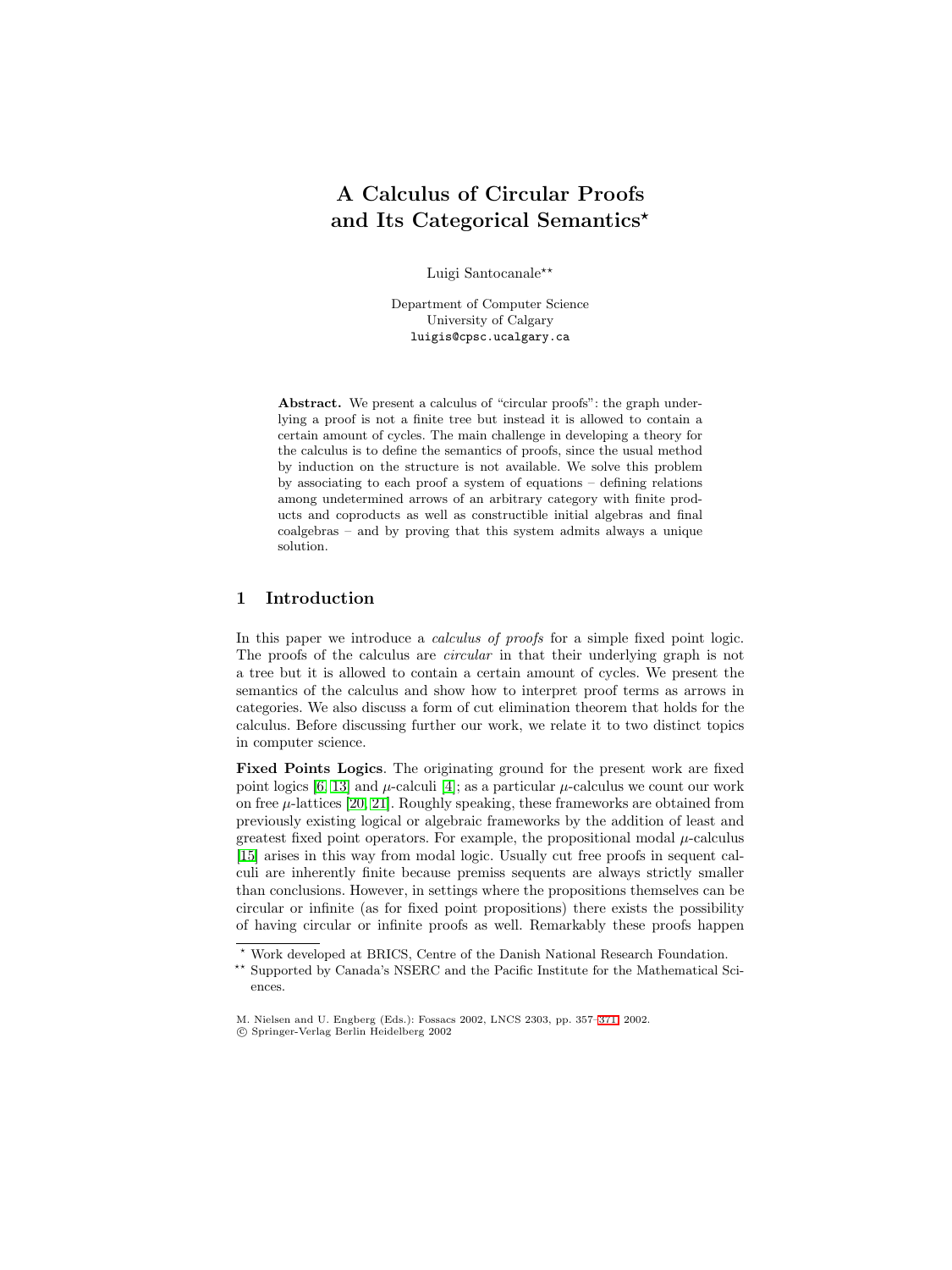// Title and Author

# A Calculus of Circular Proofs and Its Categorical Semantics*

Luigi Santocanale**

Department of Computer Science
University of Calgary
luigis@cpsc.ucalgary.ca

**Abstract.** We present a calculus of "circular proofs": the graph underlying a proof is not a finite tree but instead it is allowed to contain a certain amount of cycles. The main challenge in developing a theory for the calculus is to define the semantics of proofs, since the usual method by induction on the structure is not available. We solve this problem by associating to each proof a system of equations – defining relations among undetermined arrows of an arbitrary category with finite products and coproducts as well as constructible initial algebras and final coalgebras – and by proving that this system admits always a unique solution.

## 1 Introduction

In this paper we introduce a *calculus of proofs* for a simple fixed point logic. The proofs of the calculus are *circular* in that their underlying graph is not a tree but it is allowed to contain a certain amount of cycles. We present the semantics of the calculus and show how to interpret proof terms as arrows in categories. We also discuss a form of cut elimination theorem that holds for the calculus. Before discussing further our work, we relate it to two distinct topics in computer science.

**Fixed Points Logics**. The originating ground for the present work are fixed point logics [6, 13] and $\mu$-calculi [4]; as a particular $\mu$-calculus we count our work on free $\mu$-lattices [20, 21]. Roughly speaking, these frameworks are obtained from previously existing logical or algebraic frameworks by the addition of least and greatest fixed point operators. For example, the propositional modal $\mu$-calculus [15] arises in this way from modal logic. Usually cut free proofs in sequent calculi are inherently finite because premiss sequents are always strictly smaller than conclusions. However, in settings where the propositions themselves can be circular or infinite (as for fixed point propositions) there exists the possibility of having circular or infinite proofs as well. Remarkably these proofs happen

---

* Work developed at BRICS, Centre of the Danish National Research Foundation.

** Supported by Canada's NSERC and the Pacific Institute for the Mathematical Sciences.

M. Nielsen and U. Engberg (Eds.): Fossacs 2002, LNCS 2303, pp. 357–371, 2002.
© Springer-Verlag Berlin Heidelberg 2002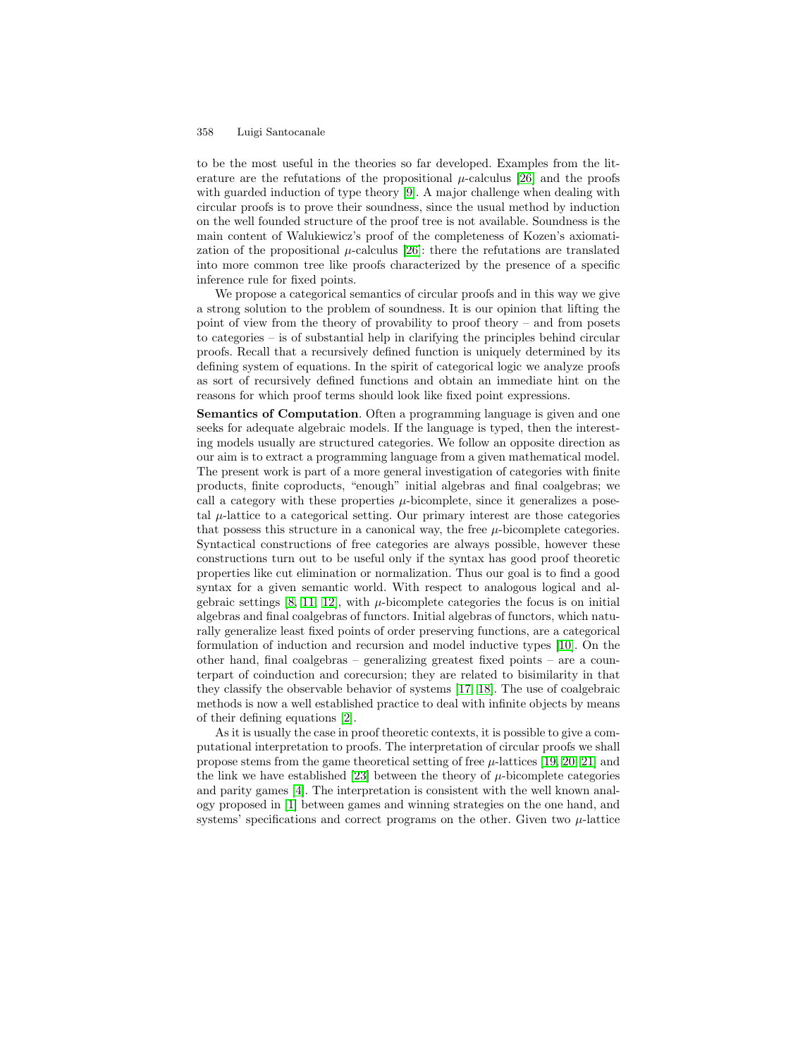to be the most useful in the theories so far developed. Examples from the literature are the refutations of the propositional $\mu$-calculus [26] and the proofs with guarded induction of type theory [9]. A major challenge when dealing with circular proofs is to prove their soundness, since the usual method by induction on the well founded structure of the proof tree is not available. Soundness is the main content of Walukiewicz's proof of the completeness of Kozen's axiomatization of the propositional $\mu$-calculus [26]: there the refutations are translated into more common tree like proofs characterized by the presence of a specific inference rule for fixed points.

We propose a categorical semantics of circular proofs and in this way we give a strong solution to the problem of soundness. It is our opinion that lifting the point of view from the theory of provability to proof theory – and from posets to categories – is of substantial help in clarifying the principles behind circular proofs. Recall that a recursively defined function is uniquely determined by its defining system of equations. In the spirit of categorical logic we analyze proofs as sort of recursively defined functions and obtain an immediate hint on the reasons for which proof terms should look like fixed point expressions.

**Semantics of Computation**. Often a programming language is given and one seeks for adequate algebraic models. If the language is typed, then the interesting models usually are structured categories. We follow an opposite direction as our aim is to extract a programming language from a given mathematical model. The present work is part of a more general investigation of categories with finite products, finite coproducts, "enough" initial algebras and final coalgebras; we call a category with these properties $\mu$-bicomplete, since it generalizes a posetal $\mu$-lattice to a categorical setting. Our primary interest are those categories that possess this structure in a canonical way, the free $\mu$-bicomplete categories. Syntactical constructions of free categories are always possible, however these constructions turn out to be useful only if the syntax has good proof theoretic properties like cut elimination or normalization. Thus our goal is to find a good syntax for a given semantic world. With respect to analogous logical and algebraic settings [8, 11, 12], with $\mu$-bicomplete categories the focus is on initial algebras and final coalgebras of functors. Initial algebras of functors, which naturally generalize least fixed points of order preserving functions, are a categorical formulation of induction and recursion and model inductive types [10]. On the other hand, final coalgebras – generalizing greatest fixed points – are a counterpart of coinduction and corecursion; they are related to bisimilarity in that they classify the observable behavior of systems [17, 18]. The use of coalgebraic methods is now a well established practice to deal with infinite objects by means of their defining equations [2].

As it is usually the case in proof theoretic contexts, it is possible to give a computational interpretation to proofs. The interpretation of circular proofs we shall propose stems from the game theoretical setting of free $\mu$-lattices [19, 20, 21] and the link we have established [23] between the theory of $\mu$-bicomplete categories and parity games [4]. The interpretation is consistent with the well known analogy proposed in [1] between games and winning strategies on the one hand, and systems' specifications and correct programs on the other. Given two $\mu$-lattice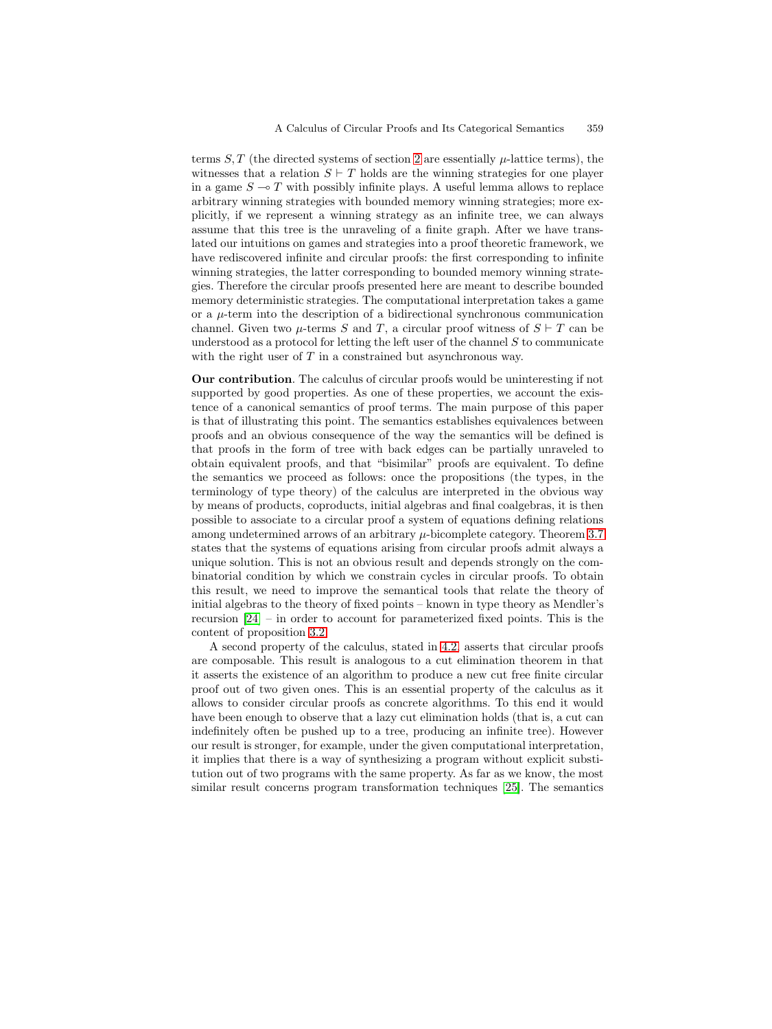terms $S, T$ (the directed systems of section 2 are essentially $\mu$-lattice terms), the witnesses that a relation $S \vdash T$ holds are the winning strategies for one player in a game $S \multimap T$ with possibly infinite plays. A useful lemma allows to replace arbitrary winning strategies with bounded memory winning strategies; more explicitly, if we represent a winning strategy as an infinite tree, we can always assume that this tree is the unraveling of a finite graph. After we have translated our intuitions on games and strategies into a proof theoretic framework, we have rediscovered infinite and circular proofs: the first corresponding to infinite winning strategies, the latter corresponding to bounded memory winning strategies. Therefore the circular proofs presented here are meant to describe bounded memory deterministic strategies. The computational interpretation takes a game or a $\mu$-term into the description of a bidirectional synchronous communication channel. Given two $\mu$-terms $S$ and $T$, a circular proof witness of $S \vdash T$ can be understood as a protocol for letting the left user of the channel $S$ to communicate with the right user of $T$ in a constrained but asynchronous way.

**Our contribution**. The calculus of circular proofs would be uninteresting if not supported by good properties. As one of these properties, we account the existence of a canonical semantics of proof terms. The main purpose of this paper is that of illustrating this point. The semantics establishes equivalences between proofs and an obvious consequence of the way the semantics will be defined is that proofs in the form of tree with back edges can be partially unraveled to obtain equivalent proofs, and that "bisimilar" proofs are equivalent. To define the semantics we proceed as follows: once the propositions (the types, in the terminology of type theory) of the calculus are interpreted in the obvious way by means of products, coproducts, initial algebras and final coalgebras, it is then possible to associate to a circular proof a system of equations defining relations among undetermined arrows of an arbitrary $\mu$-bicomplete category. Theorem 3.7 states that the systems of equations arising from circular proofs admit always a unique solution. This is not an obvious result and depends strongly on the combinatorial condition by which we constrain cycles in circular proofs. To obtain this result, we need to improve the semantical tools that relate the theory of initial algebras to the theory of fixed points – known in type theory as Mendler's recursion [24] – in order to account for parameterized fixed points. This is the content of proposition 3.2.

A second property of the calculus, stated in 4.2, asserts that circular proofs are composable. This result is analogous to a cut elimination theorem in that it asserts the existence of an algorithm to produce a new cut free finite circular proof out of two given ones. This is an essential property of the calculus as it allows to consider circular proofs as concrete algorithms. To this end it would have been enough to observe that a lazy cut elimination holds (that is, a cut can indefinitely often be pushed up to a tree, producing an infinite tree). However our result is stronger, for example, under the given computational interpretation, it implies that there is a way of synthesizing a program without explicit substitution out of two programs with the same property. As far as we know, the most similar result concerns program transformation techniques [25]. The semantics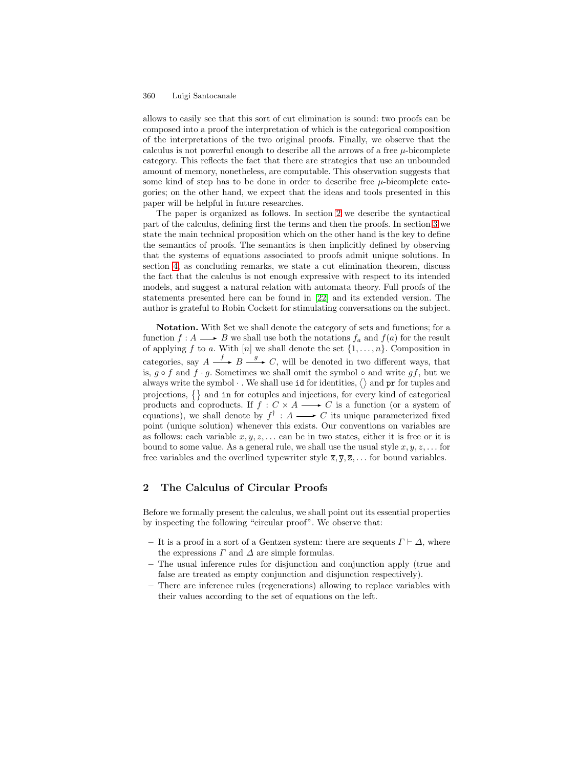allows to easily see that this sort of cut elimination is sound: two proofs can be composed into a proof the interpretation of which is the categorical composition of the interpretations of the two original proofs. Finally, we observe that the calculus is not powerful enough to describe all the arrows of a free $\mu$-bicomplete category. This reflects the fact that there are strategies that use an unbounded amount of memory, nonetheless, are computable. This observation suggests that some kind of step has to be done in order to describe free $\mu$-bicomplete categories; on the other hand, we expect that the ideas and tools presented in this paper will be helpful in future researches.

The paper is organized as follows. In section 2 we describe the syntactical part of the calculus, defining first the terms and then the proofs. In section 3 we state the main technical proposition which on the other hand is the key to define the semantics of proofs. The semantics is then implicitly defined by observing that the systems of equations associated to proofs admit unique solutions. In section 4, as concluding remarks, we state a cut elimination theorem, discuss the fact that the calculus is not enough expressive with respect to its intended models, and suggest a natural relation with automata theory. Full proofs of the statements presented here can be found in [22] and its extended version. The author is grateful to Robin Cockett for stimulating conversations on the subject.

**Notation.** With $\mathbb{S}\text{et}$ we shall denote the category of sets and functions; for a function $f : A \longrightarrow B$ we shall use both the notations $f_a$ and $f(a)$ for the result of applying $f$ to $a$. With $[n]$ we shall denote the set $\{1, \ldots, n\}$. Composition in categories, say $A \xrightarrow{f} B \xrightarrow{g} C$, will be denoted in two different ways, that is, $g \circ f$ and $f \cdot g$. Sometimes we shall omit the symbol $\circ$ and write $gf$, but we always write the symbol $\cdot$ . We shall use $\mathtt{id}$ for identities, $\langle\rangle$ and $\mathtt{pr}$ for tuples and projections, $\{\}$ and $\mathtt{in}$ for cotuples and injections, for every kind of categorical products and coproducts. If $f : C \times A \longrightarrow C$ is a function (or a system of equations), we shall denote by $f^\dagger : A \longrightarrow C$ its unique parameterized fixed point (unique solution) whenever this exists. Our conventions on variables are as follows: each variable $x, y, z, \ldots$ can be in two states, either it is free or it is bound to some value. As a general rule, we shall use the usual style $x, y, z, \ldots$ for free variables and the overlined typewriter style $\overline{\mathtt{x}}, \overline{\mathtt{y}}, \overline{\mathtt{z}}, \ldots$ for bound variables.

## 2 The Calculus of Circular Proofs

Before we formally present the calculus, we shall point out its essential properties by inspecting the following "circular proof". We observe that:

- It is a proof in a sort of a Gentzen system: there are sequents $\Gamma \vdash \Delta$, where the expressions $\Gamma$ and $\Delta$ are simple formulas.
- The usual inference rules for disjunction and conjunction apply (true and false are treated as empty conjunction and disjunction respectively).
- There are inference rules (regenerations) allowing to replace variables with their values according to the set of equations on the left.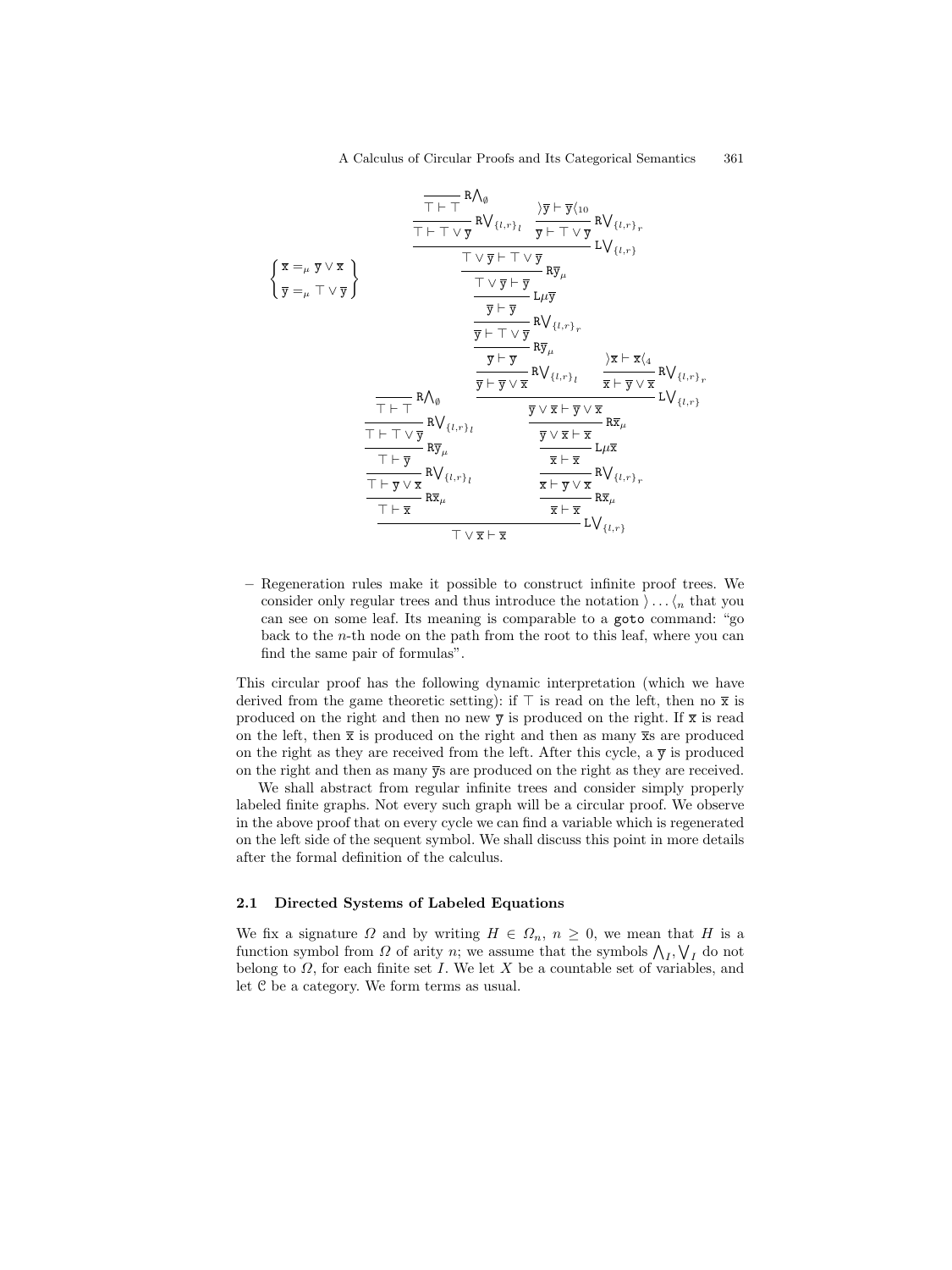$$
\left\{ \begin{array}{l} \overline{x} =_\mu \overline{y} \vee \overline{x} \\ \overline{y} =_\mu \top \vee \overline{y} \end{array} \right\}
$$

$$
\dfrac{
\dfrac{\dfrac{\dfrac{}{\top \vdash \top}\,\mathrm{R}{\bigwedge}_\emptyset}{\top \vdash \top \vee \overline{y}}\,\mathrm{R}{\bigvee}_{\{l,r\}_l}}{\dfrac{\top \vdash \overline{y}}{\dfrac{\top \vdash \overline{y} \vee \overline{x}}{\top \vdash \overline{x}}\,\mathrm{R}\overline{x}_\mu}\,\mathrm{R}{\bigvee}_{\{l,r\}_l}}\,\mathrm{R}\overline{y}_\mu
\qquad
\dfrac{\dfrac{\dfrac{\dfrac{\dfrac{\dfrac{\dfrac{\dfrac{\dfrac{\dfrac{\dfrac{}{\top \vdash \top}\,\mathrm{R}{\bigwedge}_\emptyset}{\top \vdash \top \vee \overline{y}}\,\mathrm{R}{\bigvee}_{\{l,r\}_l} \quad \dfrac{\rangle \overline{y} \vdash \overline{y} \langle_{10}}{\overline{y} \vdash \top \vee \overline{y}}\,\mathrm{R}{\bigvee}_{\{l,r\}_r}}{\top \vee \overline{y} \vdash \top \vee \overline{y}}\,\mathrm{L}{\bigvee}_{\{l,r\}}}{\top \vee \overline{y} \vdash \overline{y}}\,\mathrm{R}\overline{y}_\mu}{\overline{y} \vdash \overline{y}}\,\mathrm{L}\mu\overline{y}}{\overline{y} \vdash \top \vee \overline{y}}\,\mathrm{R}{\bigvee}_{\{l,r\}_r}}{\overline{y} \vdash \overline{y}}\,\mathrm{R}\overline{y}_\mu}{\overline{y} \vdash \overline{y} \vee \overline{x}}\,\mathrm{R}{\bigvee}_{\{l,r\}_l} \quad \dfrac{\rangle \overline{x} \vdash \overline{x} \langle_4}{\overline{x} \vdash \overline{y} \vee \overline{x}}\,\mathrm{R}{\bigvee}_{\{l,r\}_r}}{\overline{y} \vee \overline{x} \vdash \overline{y} \vee \overline{x}}\,\mathrm{L}{\bigvee}_{\{l,r\}}}{\dfrac{\overline{y} \vee \overline{x} \vdash \overline{x}}{\dfrac{\overline{x} \vdash \overline{x}}{\dfrac{\overline{x} \vdash \overline{y} \vee \overline{x}}{\overline{x} \vdash \overline{x}}\,\mathrm{R}\overline{x}_\mu}\,\mathrm{R}{\bigvee}_{\{l,r\}_r}}\,\mathrm{L}\mu\overline{x}}\,\mathrm{R}\overline{x}_\mu}{}
}{\top \vee \overline{x} \vdash \overline{x}}\,\mathrm{L}{\bigvee}_{\{l,r\}}
$$

– Regeneration rules make it possible to construct infinite proof trees. We consider only regular trees and thus introduce the notation $\rangle \ldots \langle_n$ that you can see on some leaf. Its meaning is comparable to a `goto` command: "go back to the $n$-th node on the path from the root to this leaf, where you can find the same pair of formulas".

This circular proof has the following dynamic interpretation (which we have derived from the game theoretic setting): if $\top$ is read on the left, then no $\overline{x}$ is produced on the right and then no new $\overline{y}$ is produced on the right. If $\overline{x}$ is read on the left, then $\overline{x}$ is produced on the right and then as many $\overline{x}$s are produced on the right as they are received from the left. After this cycle, a $\overline{y}$ is produced on the right and then as many $\overline{y}$s are produced on the right as they are received.

We shall abstract from regular infinite trees and consider simply properly labeled finite graphs. Not every such graph will be a circular proof. We observe in the above proof that on every cycle we can find a variable which is regenerated on the left side of the sequent symbol. We shall discuss this point in more details after the formal definition of the calculus.

### 2.1 Directed Systems of Labeled Equations

We fix signature $\Omega$ and by writing $H \in \Omega_n$, $n \geq 0$, we mean that $H$ is a function symbol from $\Omega$ of arity $n$; we assume that the symbols $\bigwedge_I, \bigvee_I$ do not belong to $\Omega$, for each finite set $I$. We let $X$ be a countable set of variables, and let $\mathcal{C}$ be a category. We form terms as usual.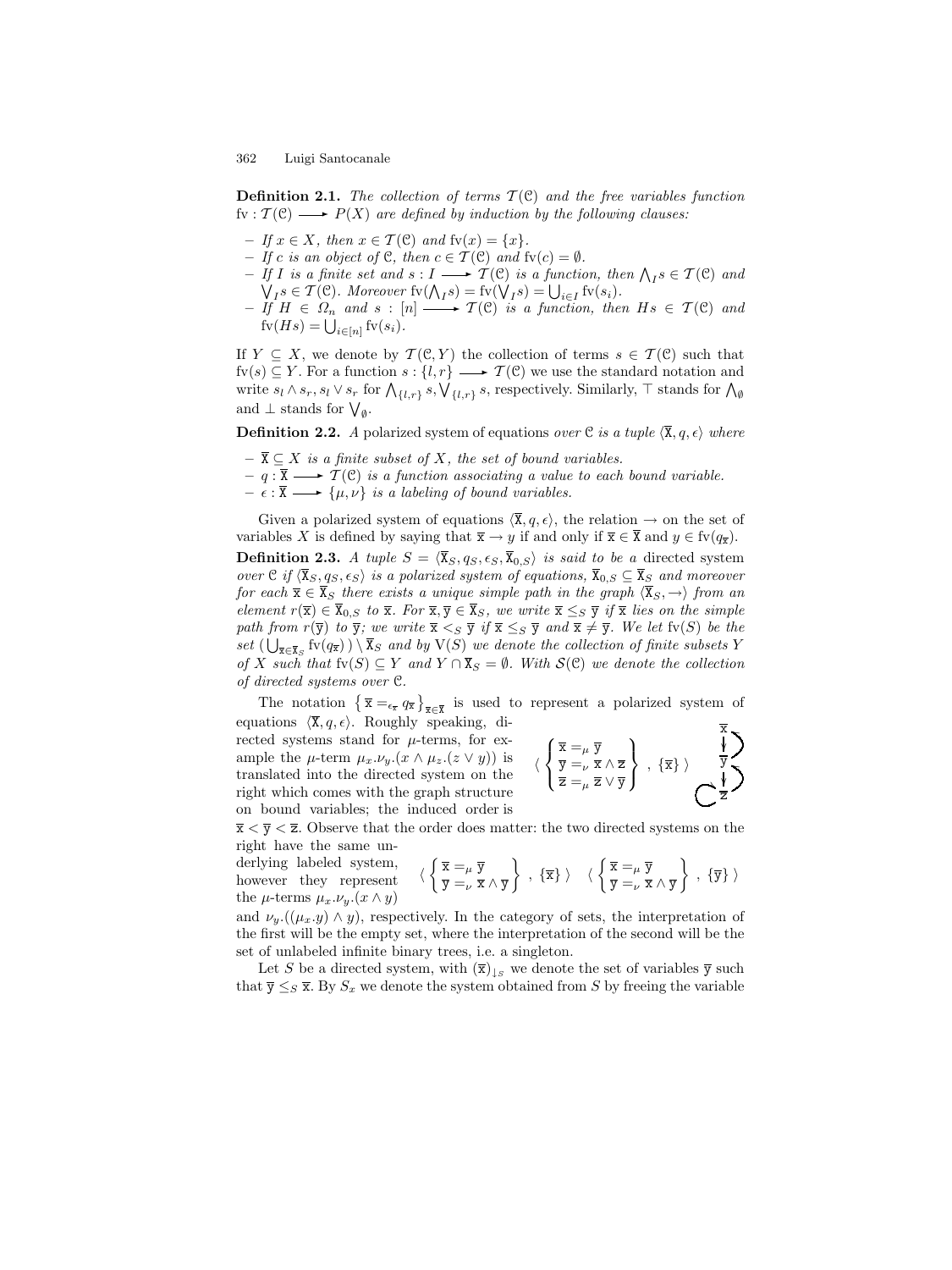**Definition 2.1.** *The collection of terms $\mathcal{T}(\mathcal{C})$ and the free variables function $\mathrm{fv} : \mathcal{T}(\mathcal{C}) \longrightarrow P(X)$ are defined by induction by the following clauses:*

- *If $x \in X$, then $x \in \mathcal{T}(\mathcal{C})$ and $\mathrm{fv}(x) = \{x\}$.*
- *If $c$ is an object of $\mathcal{C}$, then $c \in \mathcal{T}(\mathcal{C})$ and $\mathrm{fv}(c) = \emptyset$.*
- *If $I$ is a finite set and $s : I \longrightarrow \mathcal{T}(\mathcal{C})$ is a function, then $\bigwedge_I s \in \mathcal{T}(\mathcal{C})$ and $\bigvee_I s \in \mathcal{T}(\mathcal{C})$. Moreover $\mathrm{fv}(\bigwedge_I s) = \mathrm{fv}(\bigvee_I s) = \bigcup_{i \in I} \mathrm{fv}(s_i)$.*
- *If $H \in \Omega_n$ and $s : [n] \longrightarrow \mathcal{T}(\mathcal{C})$ is a function, then $Hs \in \mathcal{T}(\mathcal{C})$ and $\mathrm{fv}(Hs) = \bigcup_{i \in [n]} \mathrm{fv}(s_i)$.*

If $Y \subseteq X$, we denote by $\mathcal{T}(\mathcal{C}, Y)$ the collection of terms $s \in \mathcal{T}(\mathcal{C})$ such that $\mathrm{fv}(s) \subseteq Y$. For a function $s : \{l, r\} \longrightarrow \mathcal{T}(\mathcal{C})$ we use the standard notation and write $s_l \wedge s_r, s_l \vee s_r$ for $\bigwedge_{\{l,r\}} s, \bigvee_{\{l,r\}} s$, respectively. Similarly, $\top$ stands for $\bigwedge_\emptyset$ and $\bot$ stands for $\bigvee_\emptyset$.

**Definition 2.2.** *A* polarized system of equations *over $\mathcal{C}$ is a tuple $\langle \overline{\mathtt{X}}, q, \epsilon \rangle$ where*

- *$\overline{\mathtt{X}} \subseteq X$ is a finite subset of $X$, the set of bound variables.*
- *$q : \overline{\mathtt{X}} \longrightarrow \mathcal{T}(\mathcal{C})$ is a function associating a value to each bound variable.*
- *$\epsilon : \overline{\mathtt{X}} \longrightarrow \{\mu, \nu\}$ is a labeling of bound variables.*

Given a polarized system of equations $\langle \overline{\mathtt{X}}, q, \epsilon \rangle$, the relation $\rightarrow$ on the set of variables $X$ is defined by saying that $\overline{\mathtt{x}} \rightarrow y$ if and only if $\overline{\mathtt{x}} \in \overline{\mathtt{X}}$ and $y \in \mathrm{fv}(q_{\overline{\mathtt{x}}})$.

**Definition 2.3.** *A tuple $S = \langle \overline{\mathtt{X}}_S, q_S, \epsilon_S, \overline{\mathtt{X}}_{0,S} \rangle$ is said to be a* directed system *over $\mathcal{C}$ if $\langle \overline{\mathtt{X}}_S, q_S, \epsilon_S \rangle$ is a polarized system of equations, $\overline{\mathtt{X}}_{0,S} \subseteq \overline{\mathtt{X}}_S$ and moreover for each $\overline{\mathtt{x}} \in \overline{\mathtt{X}}_S$ there exists a unique simple path in the graph $\langle \overline{\mathtt{X}}_S, \rightarrow \rangle$ from an element $r(\overline{\mathtt{x}}) \in \overline{\mathtt{X}}_{0,S}$ to $\overline{\mathtt{x}}$. For $\overline{\mathtt{x}}, \overline{\mathtt{y}} \in \overline{\mathtt{X}}_S$, we write $\overline{\mathtt{x}} \leq_S \overline{\mathtt{y}}$ if $\overline{\mathtt{x}}$ lies on the simple path from $r(\overline{\mathtt{y}})$ to $\overline{\mathtt{y}}$; we write $\overline{\mathtt{x}} <_S \overline{\mathtt{y}}$ if $\overline{\mathtt{x}} \leq_S \overline{\mathtt{y}}$ and $\overline{\mathtt{x}} \neq \overline{\mathtt{y}}$. We let $\mathrm{fv}(S)$ be the set $(\bigcup_{\overline{\mathtt{x}} \in \overline{\mathtt{X}}_S} \mathrm{fv}(q_{\overline{\mathtt{x}}})) \setminus \overline{\mathtt{X}}_S$ and by $\mathrm{V}(S)$ we denote the collection of finite subsets $Y$ of $X$ such that $\mathrm{fv}(S) \subseteq Y$ and $Y \cap \overline{\mathtt{X}}_S = \emptyset$. With $\mathcal{S}(\mathcal{C})$ we denote the collection of directed systems over $\mathcal{C}$.*

The notation $\left\{ \overline{\mathtt{x}} =_{\epsilon_{\overline{\mathtt{x}}}} q_{\overline{\mathtt{x}}} \right\}_{\overline{\mathtt{x}} \in \overline{\mathtt{X}}}$ is used to represent a polarized system of equations $\langle \overline{\mathtt{X}}, q, \epsilon \rangle$. Roughly speaking, directed systems stand for $\mu$-terms, for example the $\mu$-term $\mu_x.\nu_y.(x \wedge \mu_z.(z \vee y))$ is translated into the directed system on the right which comes with the graph structure on bound variables; the induced order is $\overline{\mathtt{x}} < \overline{\mathtt{y}} < \overline{\mathtt{z}}$.

$$\left\langle \left\{ \begin{array}{l} \overline{\mathtt{x}} =_\mu \overline{\mathtt{y}} \\ \overline{\mathtt{y}} =_\nu \overline{\mathtt{x}} \wedge \overline{\mathtt{z}} \\ \overline{\mathtt{z}} =_\mu \overline{\mathtt{z}} \vee \overline{\mathtt{y}} \end{array} \right\} , \{\overline{\mathtt{x}}\} \right\rangle$$

Observe that the order does matter: the two directed systems on the right have the same underlying labeled system, however they represent the $\mu$-terms $\mu_x.\nu_y.(x \wedge y)$ and $\nu_y.((\mu_x.y) \wedge y)$, respectively.

$$\left\langle \left\{ \begin{array}{l} \overline{\mathtt{x}} =_\mu \overline{\mathtt{y}} \\ \overline{\mathtt{y}} =_\nu \overline{\mathtt{x}} \wedge \overline{\mathtt{y}} \end{array} \right\} , \{\overline{\mathtt{x}}\} \right\rangle \quad \left\langle \left\{ \begin{array}{l} \overline{\mathtt{x}} =_\mu \overline{\mathtt{y}} \\ \overline{\mathtt{y}} =_\nu \overline{\mathtt{x}} \wedge \overline{\mathtt{y}} \end{array} \right\} , \{\overline{\mathtt{y}}\} \right\rangle$$

In the category of sets, the interpretation of the first will be the empty set, where the interpretation of the second will be the set of unlabeled infinite binary trees, i.e. a singleton.

Let $S$ be a directed system, with $(\overline{\mathtt{x}})_{\downarrow_S}$ we denote the set of variables $\overline{\mathtt{y}}$ such that $\overline{\mathtt{y}} \leq_S \overline{\mathtt{x}}$. By $S_x$ we denote the system obtained from $S$ by freeing the variable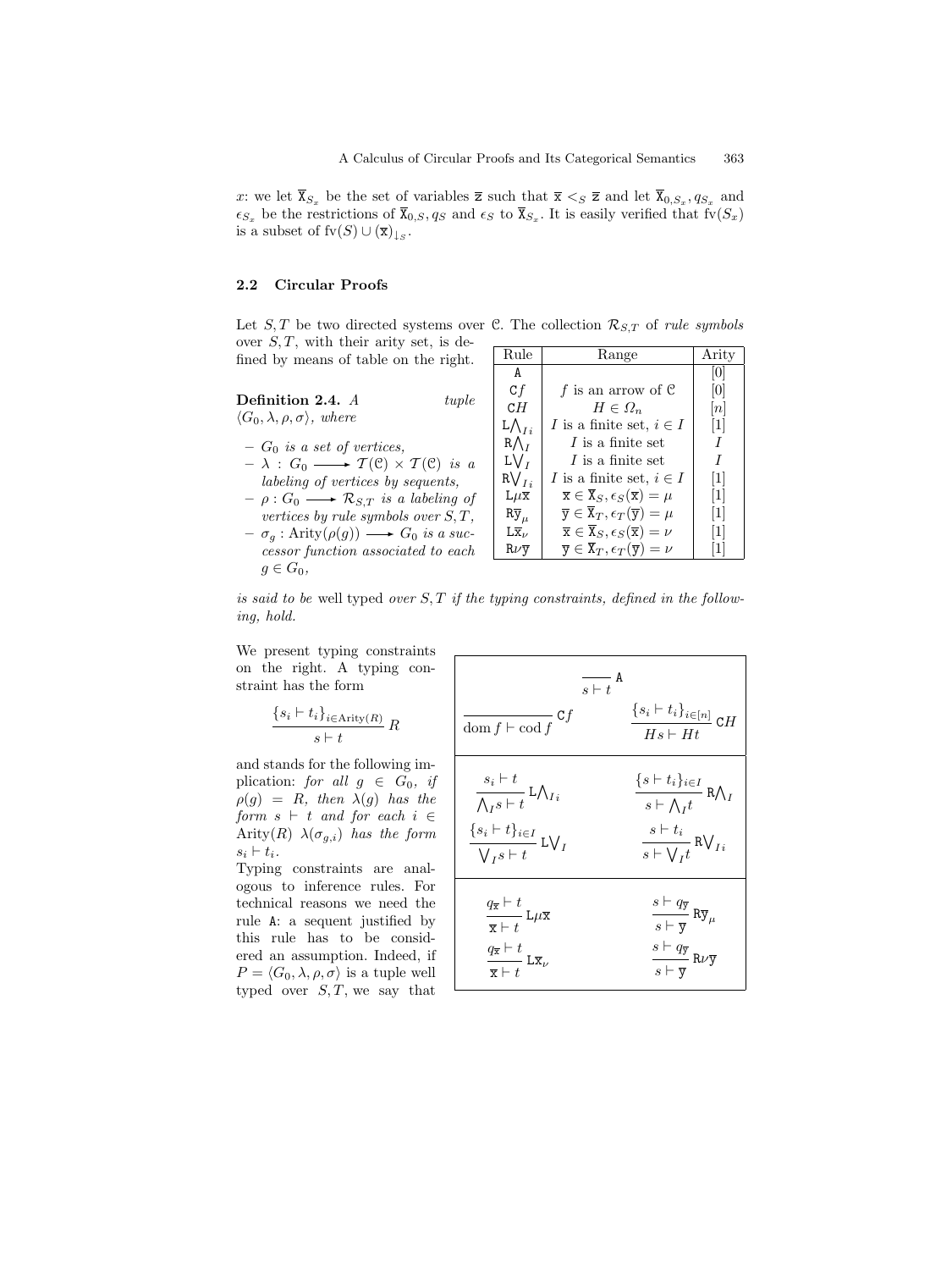$x$: we let $\overline{\mathtt{X}}_{S_x}$ be the set of variables $\overline{\mathtt{z}}$ such that $\overline{\mathtt{x}} <_S \overline{\mathtt{z}}$ and let $\overline{\mathtt{X}}_{0,S_x}, q_{S_x}$ and $\epsilon_{S_x}$ be the restrictions of $\overline{\mathtt{X}}_{0,S}, q_S$ and $\epsilon_S$ to $\overline{\mathtt{X}}_{S_x}$. It is easily verified that $\mathrm{fv}(S_x)$ is a subset of $\mathrm{fv}(S) \cup (\overline{\mathtt{x}})_{\downarrow_S}$.

### 2.2 Circular Proofs

Let $S, T$ be two directed systems over $\mathcal{C}$. The collection $\mathcal{R}_{S,T}$ of *rule symbols* over $S, T$, with their arity set, is defined by means of table on the right.

| Rule | Range | Arity |
|---|---|---|
| $\mathtt{A}$ | | $[0]$ |
| $\mathtt{C}f$ | $f$ is an arrow of $\mathcal{C}$ | $[0]$ |
| $\mathtt{C}H$ | $H \in \Omega_n$ | $[n]$ |
| $\mathtt{L}\bigwedge_{I\,i}$ | $I$ is a finite set, $i \in I$ | $[1]$ |
| $\mathtt{R}\bigwedge_I$ | $I$ is a finite set | $I$ |
| $\mathtt{L}\bigvee_I$ | $I$ is a finite set | $I$ |
| $\mathtt{R}\bigvee_{I\,i}$ | $I$ is a finite set, $i \in I$ | $[1]$ |
| $\mathtt{L}\mu\overline{\mathtt{x}}$ | $\overline{\mathtt{x}} \in \overline{\mathtt{X}}_S, \epsilon_S(\overline{\mathtt{x}}) = \mu$ | $[1]$ |
| $\mathtt{R}\overline{\mathtt{y}}_\mu$ | $\overline{\mathtt{y}} \in \overline{\mathtt{X}}_T, \epsilon_T(\overline{\mathtt{y}}) = \mu$ | $[1]$ |
| $\mathtt{L}\overline{\mathtt{x}}_\nu$ | $\overline{\mathtt{x}} \in \overline{\mathtt{X}}_S, \epsilon_S(\overline{\mathtt{x}}) = \nu$ | $[1]$ |
| $\mathtt{R}\nu\overline{\mathtt{y}}$ | $\overline{\mathtt{y}} \in \overline{\mathtt{X}}_T, \epsilon_T(\overline{\mathtt{y}}) = \nu$ | $[1]$ |

**Definition 2.4.** *A tuple $\langle G_0, \lambda, \rho, \sigma\rangle$, where*

- *$G_0$ is a set of vertices,*
- *$\lambda : G_0 \longrightarrow \mathcal{T}(\mathcal{C}) \times \mathcal{T}(\mathcal{C})$ is a labeling of vertices by sequents,*
- *$\rho : G_0 \longrightarrow \mathcal{R}_{S,T}$ is a labeling of vertices by rule symbols over $S, T$,*
- *$\sigma_g : \mathrm{Arity}(\rho(g)) \longrightarrow G_0$ is a successor function associated to each $g \in G_0$,*

*is said to be* well typed *over $S, T$ if the typing constraints, defined in the following, hold.*

We present typing constraints on the right. A typing constraint has the form

$$\frac{\{s_i \vdash t_i\}_{i \in \mathrm{Arity}(R)}}{s \vdash t}\, R$$

and stands for the following implication: *for all $g \in G_0$, if $\rho(g) = R$, then $\lambda(g)$ has the form $s \vdash t$ and for each $i \in \mathrm{Arity}(R)$ $\lambda(\sigma_{g,i})$ has the form $s_i \vdash t_i$.*

$$\frac{}{s \vdash t}\,\mathtt{A}$$

$$\frac{}{\mathrm{dom}\, f \vdash \mathrm{cod}\, f}\,\mathtt{C}f \qquad \frac{\{s_i \vdash t_i\}_{i \in [n]}}{Hs \vdash Ht}\,\mathtt{C}H$$

$$\frac{s_i \vdash t}{\bigwedge_I s \vdash t}\,\mathtt{L}\bigwedge_{I\,i} \qquad \frac{\{s \vdash t_i\}_{i \in I}}{s \vdash \bigwedge_I t}\,\mathtt{R}\bigwedge_I$$

$$\frac{\{s_i \vdash t\}_{i \in I}}{\bigvee_I s \vdash t}\,\mathtt{L}\bigvee_I \qquad \frac{s \vdash t_i}{s \vdash \bigvee_I t}\,\mathtt{R}\bigvee_{I\,i}$$

$$\frac{q_{\overline{\mathtt{x}}} \vdash t}{\overline{\mathtt{x}} \vdash t}\,\mathtt{L}\mu\overline{\mathtt{x}} \qquad \frac{s \vdash q_{\overline{\mathtt{y}}}}{s \vdash \overline{\mathtt{y}}}\,\mathtt{R}\overline{\mathtt{y}}_\mu$$

$$\frac{q_{\overline{\mathtt{x}}} \vdash t}{\overline{\mathtt{x}} \vdash t}\,\mathtt{L}\overline{\mathtt{x}}_\nu \qquad \frac{s \vdash q_{\overline{\mathtt{y}}}}{s \vdash \overline{\mathtt{y}}}\,\mathtt{R}\nu\overline{\mathtt{y}}$$

Typing constraints are analogous to inference rules. For technical reasons we need the rule $\mathtt{A}$: a sequent justified by this rule has to be considered an assumption. Indeed, if $P = \langle G_0, \lambda, \rho, \sigma\rangle$ is a tuple well typed over $S, T$, we say that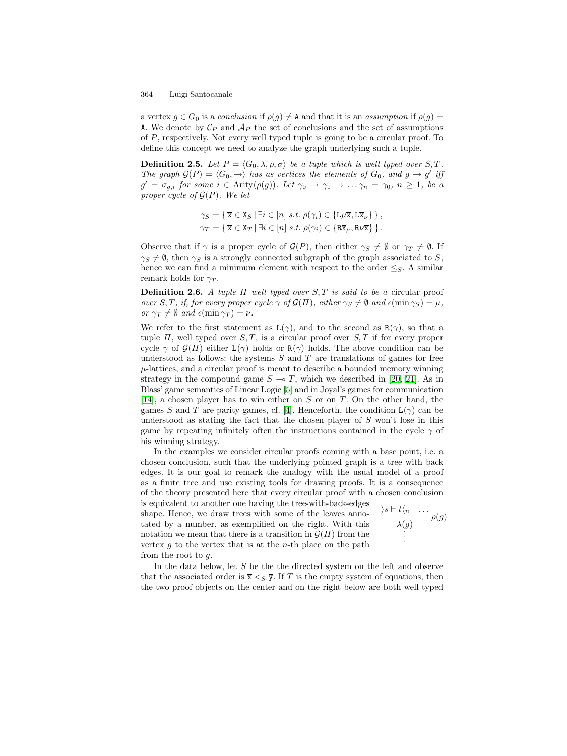a vertex $g \in G_0$ is a *conclusion* if $\rho(g) \neq \mathtt{A}$ and that it is an *assumption* if $\rho(g) = \mathtt{A}$. We denote by $\mathcal{C}_P$ and $\mathcal{A}_P$ the set of conclusions and the set of assumptions of $P$, respectively. Not every well typed tuple is going to be a circular proof. To define this concept we need to analyze the graph underlying such a tuple.

**Definition 2.5.** *Let $P = \langle G_0, \lambda, \rho, \sigma \rangle$ be a tuple which is well typed over $S, T$. The graph $\mathcal{G}(P) = \langle G_0, \rightarrow \rangle$ has as vertices the elements of $G_0$, and $g \rightarrow g'$ iff $g' = \sigma_{g,i}$ for some $i \in \mathrm{Arity}(\rho(g))$. Let $\gamma_0 \rightarrow \gamma_1 \rightarrow \ldots \gamma_n = \gamma_0$, $n \geq 1$, be a proper cycle of $\mathcal{G}(P)$. We let*

$$\gamma_S = \{\, \overline{\mathtt{x}} \in \overline{\mathtt{X}}_S \mid \exists i \in [n] \text{ s.t. } \rho(\gamma_i) \in \{\mathtt{L}\mu\overline{\mathtt{x}}, \mathtt{L}\overline{\mathtt{x}}_\nu\}\,\}\,,$$
$$\gamma_T = \{\, \overline{\mathtt{x}} \in \overline{\mathtt{X}}_T \mid \exists i \in [n] \text{ s.t. } \rho(\gamma_i) \in \{\mathtt{R}\overline{\mathtt{x}}_\mu, \mathtt{R}\nu\overline{\mathtt{x}}\}\,\}\,.$$

Observe that if $\gamma$ is a proper cycle of $\mathcal{G}(P)$, then either $\gamma_S \neq \emptyset$ or $\gamma_T \neq \emptyset$. If $\gamma_S \neq \emptyset$, then $\gamma_S$ is a strongly connected subgraph of the graph associated to $S$, hence we can find a minimum element with respect to the order $\leq_S$. A similar remark holds for $\gamma_T$.

**Definition 2.6.** *A tuple $\Pi$ well typed over $S, T$ is said to be a* circular proof *over $S, T$, if, for every proper cycle $\gamma$ of $\mathcal{G}(\Pi)$, either $\gamma_S \neq \emptyset$ and $\epsilon(\min \gamma_S) = \mu$, or $\gamma_T \neq \emptyset$ and $\epsilon(\min \gamma_T) = \nu$.*

We refer to the first statement as $\mathtt{L}(\gamma)$, and to the second as $\mathtt{R}(\gamma)$, so that a tuple $\Pi$, well typed over $S, T$, is a circular proof over $S, T$ if for every proper cycle $\gamma$ of $\mathcal{G}(\Pi)$ either $\mathtt{L}(\gamma)$ holds or $\mathtt{R}(\gamma)$ holds. The above condition can be understood as follows: the systems $S$ and $T$ are translations of games for free $\mu$-lattices, and a circular proof is meant to describe a bounded memory winning strategy in the compound game $S \multimap T$, which we described in [20, 21]. As in Blass' game semantics of Linear Logic [5] and in Joyal's games for communication [14], a chosen player has to win either on $S$ or on $T$. On the other hand, the games $S$ and $T$ are parity games, cf. [4]. Henceforth, the condition $\mathtt{L}(\gamma)$ can be understood as stating the fact that the chosen player of $S$ won't lose in this game by repeating infinitely often the instructions contained in the cycle $\gamma$ of his winning strategy.

In the examples we consider circular proofs coming with a base point, i.e. a chosen conclusion, such that the underlying pointed graph is a tree with back edges. It is our goal to remark the analogy with the usual model of a proof as a finite tree and use existing tools for drawing proofs. It is a consequence of the theory presented here that every circular proof with a chosen conclusion is equivalent to another one having the tree-with-back-edges shape. Hence, we draw trees with some of the leaves annotated by a number, as exemplified on the right. With this notation we mean that there is a transition in $\mathcal{G}(\Pi)$ from the vertex $g$ to the vertex that is at the $n$-th place on the path from the root to $g$.

$$\cfrac{\rangle s \vdash t \langle_n \quad \ldots}{\lambda(g)}\,\rho(g)$$
$$\vdots$$

In the data below, let $S$ be the the directed system on the left and observe that the associated order is $\overline{\mathtt{x}} <_S \overline{\mathtt{y}}$. If $T$ is the empty system of equations, then the two proof objects on the center and on the right below are both well typed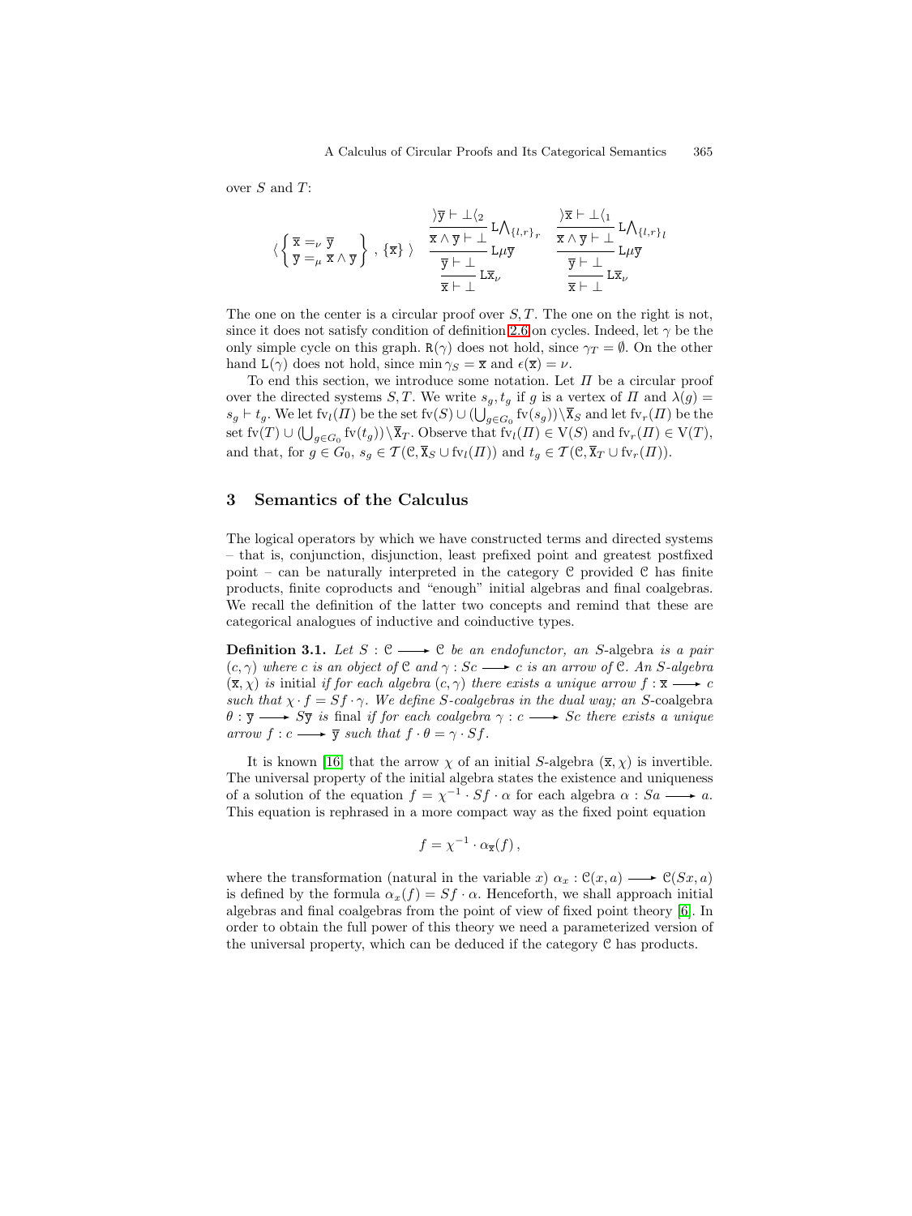over $S$ and $T$:

$$\langle \left\{ \begin{array}{l} \mathtt{x} =_\nu \mathtt{y} \\ \mathtt{y} =_\mu \mathtt{x} \wedge \mathtt{y} \end{array} \right\} , \{\mathtt{x}\} \rangle \qquad \dfrac{\dfrac{\dfrac{\rangle \mathtt{y} \vdash \bot \langle_2}{\mathtt{x} \wedge \mathtt{y} \vdash \bot} \mathtt{L}\bigwedge_{\{l,r\}_r}}{\mathtt{y} \vdash \bot} \mathtt{L}\mu\mathtt{y}}{\mathtt{x} \vdash \bot} \mathtt{L}\mathtt{x}_\nu \qquad \dfrac{\dfrac{\dfrac{\rangle \mathtt{x} \vdash \bot \langle_1}{\mathtt{x} \wedge \mathtt{y} \vdash \bot} \mathtt{L}\bigwedge_{\{l,r\}_l}}{\mathtt{y} \vdash \bot} \mathtt{L}\mu\mathtt{y}}{\mathtt{x} \vdash \bot} \mathtt{L}\mathtt{x}_\nu$$

The one on the center is a circular proof over $S, T$. The one on the right is not, since it does not satisfy condition of definition 2.6 on cycles. Indeed, let $\gamma$ be the only simple cycle on this graph. $\mathtt{R}(\gamma)$ does not hold, since $\gamma_T = \emptyset$. On the other hand $\mathtt{L}(\gamma)$ does not hold, since $\min \gamma_S = \mathtt{x}$ and $\epsilon(\mathtt{x}) = \nu$.

To end this section, we introduce some notation. Let $\Pi$ be a circular proof over the directed systems $S, T$. We write $s_g, t_g$ if $g$ is a vertex of $\Pi$ and $\lambda(g) = s_g \vdash t_g$. We let $\mathrm{fv}_l(\Pi)$ be the set $\mathrm{fv}(S) \cup (\bigcup_{g \in G_0} \mathrm{fv}(s_g)) \setminus \overline{\mathtt{X}}_S$ and let $\mathrm{fv}_r(\Pi)$ be the set $\mathrm{fv}(T) \cup (\bigcup_{g \in G_0} \mathrm{fv}(t_g)) \setminus \overline{\mathtt{X}}_T$. Observe that $\mathrm{fv}_l(\Pi) \in \mathrm{V}(S)$ and $\mathrm{fv}_r(\Pi) \in \mathrm{V}(T)$, and that, for $g \in G_0$, $s_g \in \mathcal{T}(\mathcal{C}, \overline{\mathtt{X}}_S \cup \mathrm{fv}_l(\Pi))$ and $t_g \in \mathcal{T}(\mathcal{C}, \overline{\mathtt{X}}_T \cup \mathrm{fv}_r(\Pi))$.

## 3 Semantics of the Calculus

The logical operators by which we have constructed terms and directed systems – that is, conjunction, disjunction, least prefixed point and greatest postfixed point – can be naturally interpreted in the category $\mathcal{C}$ provided $\mathcal{C}$ has finite products, finite coproducts and "enough" initial algebras and final coalgebras. We recall the definition of the latter two concepts and remind that these are categorical analogues of inductive and coinductive types.

**Definition 3.1.** *Let $S : \mathcal{C} \longrightarrow \mathcal{C}$ be an endofunctor, an $S$-*algebra *is a pair $(c, \gamma)$ where $c$ is an object of $\mathcal{C}$ and $\gamma : Sc \longrightarrow c$ is an arrow of $\mathcal{C}$. An $S$-algebra $(\overline{\mathtt{x}}, \chi)$ is* initial *if for each algebra $(c, \gamma)$ there exists a unique arrow $f : \overline{\mathtt{x}} \longrightarrow c$ such that $\chi \cdot f = Sf \cdot \gamma$. We define $S$-coalgebras in the dual way; an $S$-*coalgebra *$\theta : \overline{\mathtt{y}} \longrightarrow S\overline{\mathtt{y}}$ is* final *if for each coalgebra $\gamma : c \longrightarrow Sc$ there exists a unique arrow $f : c \longrightarrow \overline{\mathtt{y}}$ such that $f \cdot \theta = \gamma \cdot Sf$.*

It is known [16] that the arrow $\chi$ of an initial $S$-algebra $(\overline{\mathtt{x}}, \chi)$ is invertible. The universal property of the initial algebra states the existence and uniqueness of a solution of the equation $f = \chi^{-1} \cdot Sf \cdot \alpha$ for each algebra $\alpha : Sa \longrightarrow a$. This equation is rephrased in a more compact way as the fixed point equation

$$f = \chi^{-1} \cdot \alpha_{\overline{\mathtt{x}}}(f)\,,$$

where the transformation (natural in the variable $x$) $\alpha_x : \mathcal{C}(x, a) \longrightarrow \mathcal{C}(Sx, a)$ is defined by the formula $\alpha_x(f) = Sf \cdot \alpha$. Henceforth, we shall approach initial algebras and final coalgebras from the point of view of fixed point theory [6]. In order to obtain the full power of this theory we need a parameterized version of the universal property, which can be deduced if the category $\mathcal{C}$ has products.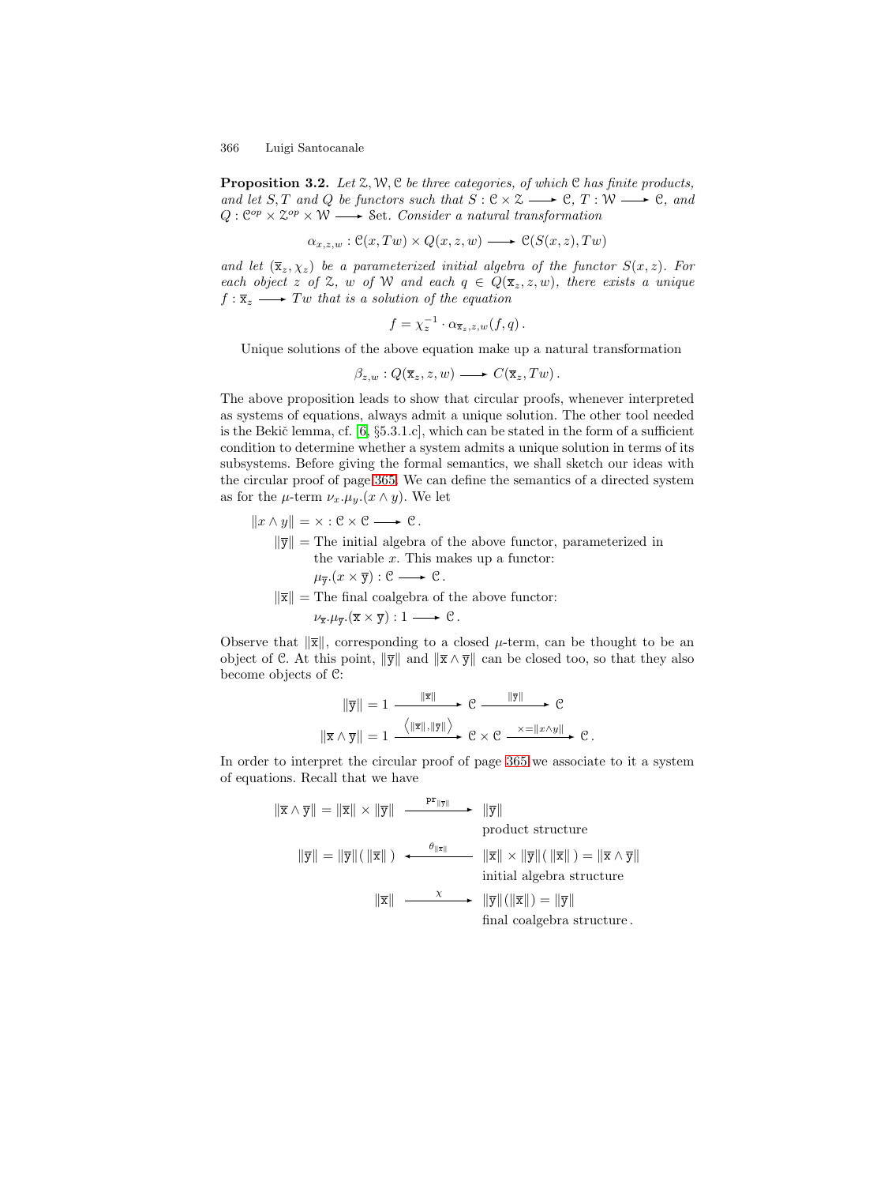**Proposition 3.2.** *Let $\mathcal{Z}, \mathcal{W}, \mathcal{C}$ be three categories, of which $\mathcal{C}$ has finite products, and let $S, T$ and $Q$ be functors such that $S : \mathcal{C} \times \mathcal{Z} \longrightarrow \mathcal{C}$, $T : \mathcal{W} \longrightarrow \mathcal{C}$, and $Q : \mathcal{C}^{op} \times \mathcal{Z}^{op} \times \mathcal{W} \longrightarrow \mathbb{S}\mathrm{et}$. Consider a natural transformation*

$$\alpha_{x,z,w} : \mathcal{C}(x, Tw) \times Q(x, z, w) \longrightarrow \mathcal{C}(S(x, z), Tw)$$

*and let $(\overline{\mathtt{x}}_z, \chi_z)$ be a parameterized initial algebra of the functor $S(x, z)$. For each object $z$ of $\mathcal{Z}$, $w$ of $\mathcal{W}$ and each $q \in Q(\overline{\mathtt{x}}_z, z, w)$, there exists a unique $f : \overline{\mathtt{x}}_z \longrightarrow Tw$ that is a solution of the equation*

$$f = \chi_z^{-1} \cdot \alpha_{\overline{\mathtt{x}}_z, z, w}(f, q)\,.$$

Unique solutions of the above equation make up a natural transformation

$$\beta_{z,w} : Q(\overline{\mathtt{x}}_z, z, w) \longrightarrow C(\overline{\mathtt{x}}_z, Tw)\,.$$

The above proposition leads to show that circular proofs, whenever interpreted as systems of equations, always admit a unique solution. The other tool needed is the Bekič lemma, cf. [6, §5.3.1.c], which can be stated in the form of a sufficient condition to determine whether a system admits a unique solution in terms of its subsystems. Before giving the formal semantics, we shall sketch our ideas with the circular proof of page 365. We can define the semantics of a directed system as for the $\mu$-term $\nu_x.\mu_y.(x \wedge y)$. We let

$$\|x \wedge y\| = \times : \mathcal{C} \times \mathcal{C} \longrightarrow \mathcal{C}\,.$$

$\|\overline{\mathtt{y}}\|$ = The initial algebra of the above functor, parameterized in the variable $x$. This makes up a functor: $\mu_{\overline{\mathtt{y}}}.(x \times \overline{\mathtt{y}}) : \mathcal{C} \longrightarrow \mathcal{C}$.

$\|\overline{\mathtt{x}}\|$ = The final coalgebra of the above functor: $\nu_{\overline{\mathtt{x}}}.\mu_{\overline{\mathtt{y}}}.(\overline{\mathtt{x}} \times \overline{\mathtt{y}}) : 1 \longrightarrow \mathcal{C}$.

Observe that $\|\overline{\mathtt{x}}\|$, corresponding to a closed $\mu$-term, can be thought to be an object of $\mathcal{C}$. At this point, $\|\overline{\mathtt{y}}\|$ and $\|\overline{\mathtt{x}} \wedge \overline{\mathtt{y}}\|$ can be closed too, so that they also become objects of $\mathcal{C}$:

$$\|\overline{\mathtt{y}}\| = 1 \xrightarrow{\;\|\overline{\mathtt{x}}\|\;} \mathcal{C} \xrightarrow{\;\|\overline{\mathtt{y}}\|\;} \mathcal{C}$$

$$\|\overline{\mathtt{x}} \wedge \overline{\mathtt{y}}\| = 1 \xrightarrow{\;\langle \|\overline{\mathtt{x}}\|, \|\overline{\mathtt{y}}\| \rangle\;} \mathcal{C} \times \mathcal{C} \xrightarrow{\;\times = \|x \wedge y\|\;} \mathcal{C}\,.$$

In order to interpret the circular proof of page 365 we associate to it a system of equations. Recall that we have

$$\|\overline{\mathtt{x}} \wedge \overline{\mathtt{y}}\| = \|\overline{\mathtt{x}}\| \times \|\overline{\mathtt{y}}\| \xrightarrow{\;\mathtt{pr}_{\|\overline{\mathtt{y}}\|}\;} \|\overline{\mathtt{y}}\| \quad \text{product structure}$$

$$\|\overline{\mathtt{y}}\| = \|\overline{\mathtt{y}}\|(\,\|\overline{\mathtt{x}}\|\,) \xleftarrow{\;\theta_{\|\overline{\mathtt{x}}\|}\;} \|\overline{\mathtt{x}}\| \times \|\overline{\mathtt{y}}\|(\,\|\overline{\mathtt{x}}\|\,) = \|\overline{\mathtt{x}} \wedge \overline{\mathtt{y}}\| \quad \text{initial algebra structure}$$

$$\|\overline{\mathtt{x}}\| \xrightarrow{\;\chi\;} \|\overline{\mathtt{y}}\|(\|\overline{\mathtt{x}}\|) = \|\overline{\mathtt{y}}\| \quad \text{final coalgebra structure}\,.$$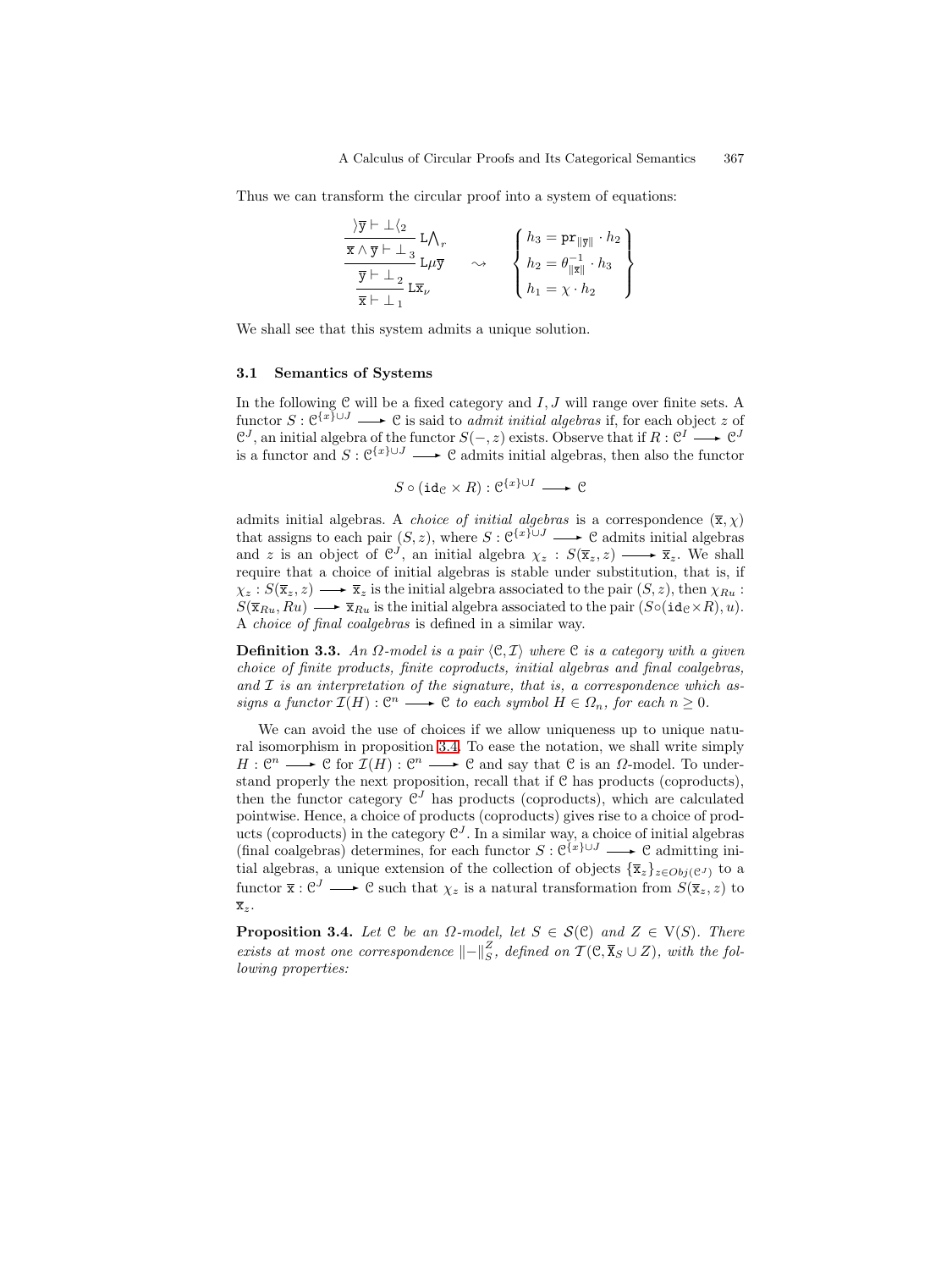Thus we can transform the circular proof into a system of equations:

$$
\dfrac{\dfrac{\dfrac{\rangle\overline{\mathtt{y}} \vdash \bot\langle_2}{\overline{\mathtt{x}} \wedge \overline{\mathtt{y}} \vdash \bot_3}\,\mathtt{L}\bigwedge_r}{\overline{\mathtt{y}} \vdash \bot_2}\,\mathtt{L}\mu\overline{\mathtt{y}}}{\overline{\mathtt{x}} \vdash \bot_1}\,\mathtt{L}\overline{\mathtt{x}}_\nu
\quad \rightsquigarrow \quad
\left\{
\begin{array}{l}
h_3 = \mathtt{pr}_{\|\overline{\mathtt{y}}\|} \cdot h_2 \\
h_2 = \theta^{-1}_{\|\overline{\mathtt{x}}\|} \cdot h_3 \\
h_1 = \chi \cdot h_2
\end{array}
\right\}
$$

We shall see that this system admits a unique solution.

### 3.1 Semantics of Systems

In the following $\mathcal{C}$ will be a fixed category and $I, J$ will range over finite sets. A functor $S : \mathcal{C}^{\{x\}\cup J} \longrightarrow \mathcal{C}$ is said to *admit initial algebras* if, for each object $z$ of $\mathcal{C}^J$, an initial algebra of the functor $S(-, z)$ exists. Observe that if $R : \mathcal{C}^I \longrightarrow \mathcal{C}^J$ is a functor and $S : \mathcal{C}^{\{x\}\cup J} \longrightarrow \mathcal{C}$ admits initial algebras, then also the functor

$$S \circ (\mathtt{id}_{\mathcal{C}} \times R) : \mathcal{C}^{\{x\}\cup I} \longrightarrow \mathcal{C}$$

admits initial algebras. A *choice of initial algebras* is a correspondence $(\overline{\mathtt{x}}, \chi)$ that assigns to each pair $(S, z)$, where $S : \mathcal{C}^{\{x\}\cup J} \longrightarrow \mathcal{C}$ admits initial algebras and $z$ is an object of $\mathcal{C}^J$, an initial algebra $\chi_z : S(\overline{\mathtt{x}}_z, z) \longrightarrow \overline{\mathtt{x}}_z$. We shall require that a choice of initial algebras is stable under substitution, that is, if $\chi_z : S(\overline{\mathtt{x}}_z, z) \longrightarrow \overline{\mathtt{x}}_z$ is the initial algebra associated to the pair $(S, z)$, then $\chi_{Ru} : S(\overline{\mathtt{x}}_{Ru}, Ru) \longrightarrow \overline{\mathtt{x}}_{Ru}$ is the initial algebra associated to the pair $(S \circ (\mathtt{id}_{\mathcal{C}} \times R), u)$. A *choice of final coalgebras* is defined in a similar way.

**Definition 3.3.** *An $\Omega$-model is a pair $\langle \mathcal{C}, \mathcal{I} \rangle$ where $\mathcal{C}$ is a category with a given choice of finite products, finite coproducts, initial algebras and final coalgebras, and $\mathcal{I}$ is an interpretation of the signature, that is, a correspondence which assigns a functor $\mathcal{I}(H) : \mathcal{C}^n \longrightarrow \mathcal{C}$ to each symbol $H \in \Omega_n$, for each $n \geq 0$.*

We can avoid the use of choices if we allow uniqueness up to unique natural isomorphism in proposition 3.4. To ease the notation, we shall write simply $H : \mathcal{C}^n \longrightarrow \mathcal{C}$ for $\mathcal{I}(H) : \mathcal{C}^n \longrightarrow \mathcal{C}$ and say that $\mathcal{C}$ is an $\Omega$-model. To understand properly the next proposition, recall that if $\mathcal{C}$ has products (coproducts), then the functor category $\mathcal{C}^J$ has products (coproducts), which are calculated pointwise. Hence, a choice of products (coproducts) gives rise to a choice of products (coproducts) in the category $\mathcal{C}^J$. In a similar way, a choice of initial algebras (final coalgebras) determines, for each functor $S : \mathcal{C}^{\{x\}\cup J} \longrightarrow \mathcal{C}$ admitting initial algebras, a unique extension of the collection of objects $\{\overline{\mathtt{x}}_z\}_{z \in Obj(\mathcal{C}^J)}$ to a functor $\overline{\mathtt{x}} : \mathcal{C}^J \longrightarrow \mathcal{C}$ such that $\chi_z$ is a natural transformation from $S(\overline{\mathtt{x}}_z, z)$ to $\overline{\mathtt{x}}_z$.

**Proposition 3.4.** *Let $\mathcal{C}$ be an $\Omega$-model, let $S \in \mathcal{S}(\mathcal{C})$ and $Z \in \mathrm{V}(S)$. There exists at most one correspondence $\|-\|^Z_S$, defined on $\mathcal{T}(\mathcal{C}, \overline{\mathtt{X}}_S \cup Z)$, with the following properties:*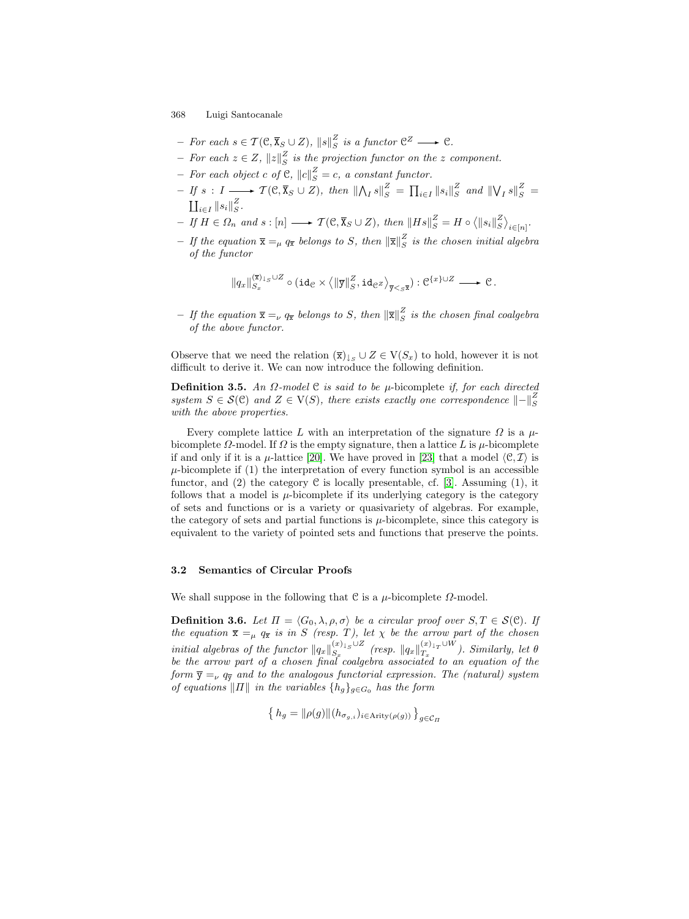- For each $s \in \mathcal{T}(\mathcal{C}, \overline{\mathtt{X}}_S \cup Z)$, $\|s\|_S^Z$ is a functor $\mathcal{C}^Z \longrightarrow \mathcal{C}$.
- For each $z \in Z$, $\|z\|_S^Z$ is the projection functor on the $z$ component.
- For each object $c$ of $\mathcal{C}$, $\|c\|_S^Z = c$, a constant functor.
- If $s : I \longrightarrow \mathcal{T}(\mathcal{C}, \overline{\mathtt{X}}_S \cup Z)$, then $\|\bigwedge_I s\|_S^Z = \prod_{i \in I} \|s_i\|_S^Z$ and $\|\bigvee_I s\|_S^Z = \coprod_{i \in I} \|s_i\|_S^Z$.
- If $H \in \Omega_n$ and $s : [n] \longrightarrow \mathcal{T}(\mathcal{C}, \overline{\mathtt{X}}_S \cup Z)$, then $\|Hs\|_S^Z = H \circ \langle \|s_i\|_S^Z \rangle_{i \in [n]}$.
- If the equation $\overline{\mathtt{x}} =_\mu q_{\overline{\mathtt{x}}}$ belongs to $S$, then $\|\overline{\mathtt{x}}\|_S^Z$ is the chosen initial algebra of the functor

$$\|q_x\|_{S_x}^{(\overline{\mathtt{x}})_{\downarrow_S} \cup Z} \circ (\mathtt{id}_{\mathcal{C}} \times \langle \|\overline{\mathtt{y}}\|_S^Z, \mathtt{id}_{\mathcal{C}^Z} \rangle_{\overline{\mathtt{y}} <_S \overline{\mathtt{x}}}) : \mathcal{C}^{\{x\} \cup Z} \longrightarrow \mathcal{C}\,.$$

- If the equation $\overline{\mathtt{x}} =_\nu q_{\overline{\mathtt{x}}}$ belongs to $S$, then $\|\overline{\mathtt{x}}\|_S^Z$ is the chosen final coalgebra of the above functor.

Observe that we need the relation $(\overline{\mathtt{x}})_{\downarrow_S} \cup Z \in \mathrm{V}(S_x)$ to hold, however it is not difficult to derive it. We can now introduce the following definition.

**Definition 3.5.** *An $\Omega$-model $\mathcal{C}$ is said to be* $\mu$-bicomplete *if, for each directed system $S \in \mathcal{S}(\mathcal{C})$ and $Z \in \mathrm{V}(S)$, there exists exactly one correspondence $\|-\|_S^Z$ with the above properties.*

Every complete lattice $L$ with an interpretation of the signature $\Omega$ is a $\mu$-bicomplete $\Omega$-model. If $\Omega$ is the empty signature, then a lattice $L$ is $\mu$-bicomplete if and only if it is a $\mu$-lattice [20]. We have proved in [23] that a model $\langle \mathcal{C}, \mathcal{I} \rangle$ is $\mu$-bicomplete if (1) the interpretation of every function symbol is an accessible functor, and (2) the category $\mathcal{C}$ is locally presentable, cf. [3]. Assuming (1), it follows that a model is $\mu$-bicomplete if its underlying category is the category of sets and functions or is a variety or quasivariety of algebras. For example, the category of sets and partial functions is $\mu$-bicomplete, since this category is equivalent to the variety of pointed sets and functions that preserve the points.

### 3.2 Semantics of Circular Proofs

We shall suppose in the following that $\mathcal{C}$ is a $\mu$-bicomplete $\Omega$-model.

**Definition 3.6.** *Let $\Pi = \langle G_0, \lambda, \rho, \sigma \rangle$ be a circular proof over $S, T \in \mathcal{S}(\mathcal{C})$. If the equation $\overline{\mathtt{x}} =_\mu q_{\overline{\mathtt{x}}}$ is in $S$ (resp. $T$), let $\chi$ be the arrow part of the chosen initial algebras of the functor $\|q_x\|_{S_x}^{(x)_{\downarrow_S} \cup Z}$ (resp. $\|q_x\|_{T_x}^{(x)_{\downarrow_T} \cup W}$). Similarly, let $\theta$ be the arrow part of a chosen final coalgebra associated to an equation of the form $\overline{\mathtt{y}} =_\nu q_{\overline{\mathtt{y}}}$ and to the analogous functorial expression. The (natural) system of equations $\|\Pi\|$ in the variables $\{h_g\}_{g \in G_0}$ has the form*

$$\left\{\, h_g = \|\rho(g)\|(h_{\sigma_{g,i}})_{i \in \mathrm{Arity}(\rho(g))} \,\right\}_{g \in \mathcal{C}_\Pi}$$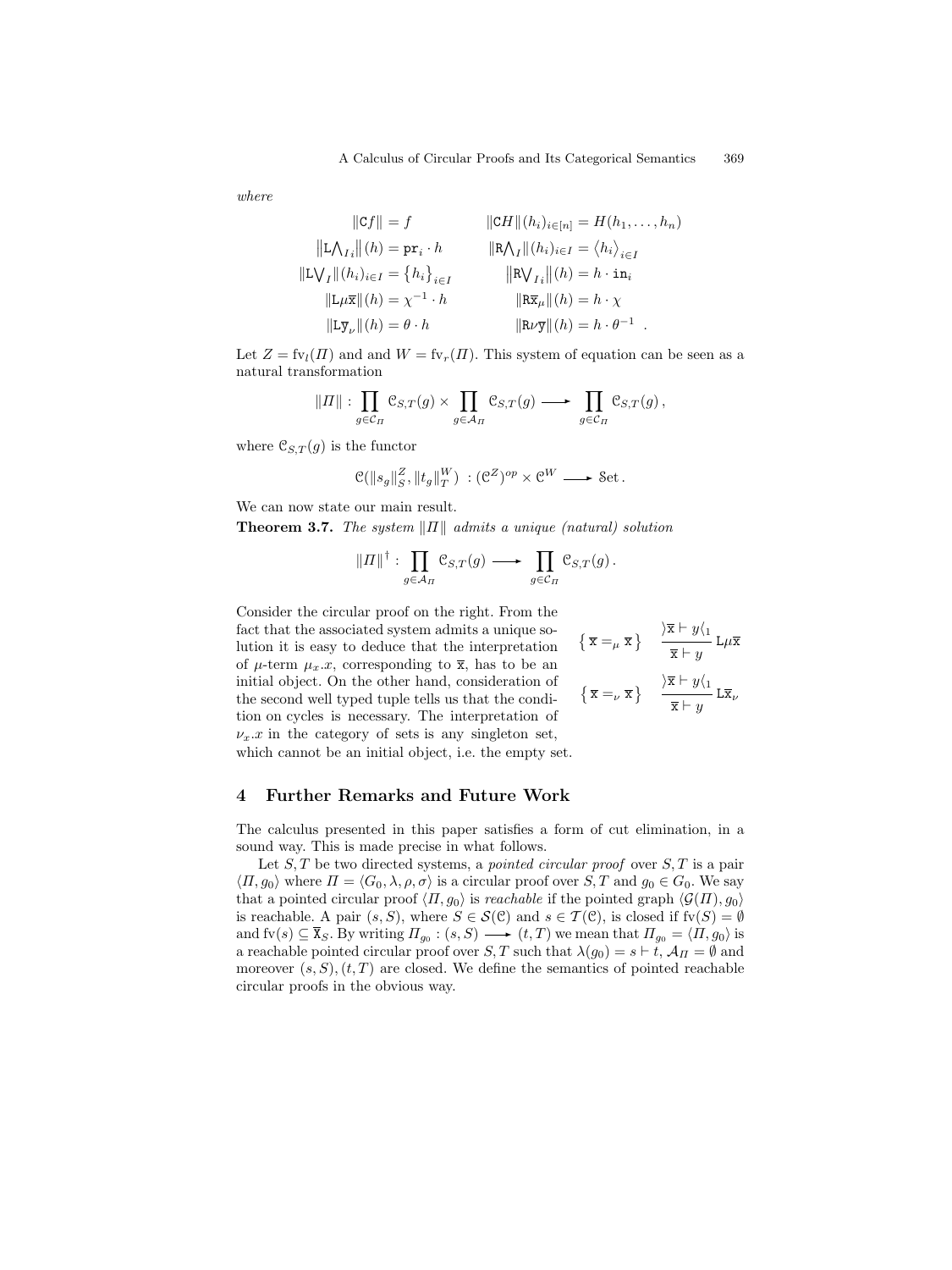*where*

$$
\begin{aligned}
\|\mathtt{C}f\| &= f & \|\mathtt{C}H\|(h_i)_{i\in[n]} &= H(h_1,\ldots,h_n)\\
\left\|\mathtt{L}{\textstyle\bigwedge}_{I_i}\right\|(h) &= \mathtt{pr}_i\cdot h & \|\mathtt{R}{\textstyle\bigwedge}_I\|(h_i)_{i\in I} &= \left\langle h_i\right\rangle_{i\in I}\\
\|\mathtt{L}{\textstyle\bigvee}_I\|(h_i)_{i\in I} &= \left\{h_i\right\}_{i\in I} & \left\|\mathtt{R}{\textstyle\bigvee}_{I_i}\right\|(h) &= h\cdot\mathtt{in}_i\\
\|\mathtt{L}\mu\overline{\mathtt{x}}\|(h) &= \chi^{-1}\cdot h & \|\mathtt{R}\overline{\mathtt{x}}_\mu\|(h) &= h\cdot\chi\\
\|\mathtt{L}\overline{\mathtt{y}}_\nu\|(h) &= \theta\cdot h & \|\mathtt{R}\nu\overline{\mathtt{y}}\|(h) &= h\cdot\theta^{-1}\ .
\end{aligned}
$$

Let $Z = \mathrm{fv}_l(\Pi)$ and and $W = \mathrm{fv}_r(\Pi)$. This system of equation can be seen as a natural transformation

$$
\|\Pi\| : \prod_{g\in\mathcal{C}_\Pi} \mathcal{C}_{S,T}(g) \times \prod_{g\in\mathcal{A}_\Pi} \mathcal{C}_{S,T}(g) \longrightarrow \prod_{g\in\mathcal{C}_\Pi} \mathcal{C}_{S,T}(g)\,,
$$

where $\mathcal{C}_{S,T}(g)$ is the functor

$$
\mathcal{C}(\|s_g\|_S^Z, \|t_g\|_T^W)\ : (\mathcal{C}^Z)^{op} \times \mathcal{C}^W \longrightarrow \mathrm{Set}\,.
$$

We can now state our main result.

**Theorem 3.7.** *The system $\|\Pi\|$ admits a unique (natural) solution*

$$
\|\Pi\|^\dagger : \prod_{g\in\mathcal{A}_\Pi} \mathcal{C}_{S,T}(g) \longrightarrow \prod_{g\in\mathcal{C}_\Pi} \mathcal{C}_{S,T}(g)\,.
$$

Consider the circular proof on the right. From the fact that the associated system admits a unique solution it is easy to deduce that the interpretation of $\mu$-term $\mu_x.x$, corresponding to $\overline{\mathtt{x}}$, has to be an initial object. On the other hand, consideration of the second well typed tuple tells us that the condition on cycles is necessary. The interpretation of $\nu_x.x$ in the category of sets is any singleton set, which cannot be an initial object, i.e. the empty set.

$$
\left\{\,\overline{\mathtt{x}} =_\mu \overline{\mathtt{x}}\,\right\} \quad \frac{\rangle\overline{\mathtt{x}} \vdash y\langle_1}{\overline{\mathtt{x}} \vdash y}\,\mathtt{L}\mu\overline{\mathtt{x}}
$$

$$
\left\{\,\overline{\mathtt{x}} =_\nu \overline{\mathtt{x}}\,\right\} \quad \frac{\rangle\overline{\mathtt{x}} \vdash y\langle_1}{\overline{\mathtt{x}} \vdash y}\,\mathtt{L}\overline{\mathtt{x}}_\nu
$$

## 4 Further Remarks and Future Work

The calculus presented in this paper satisfies a form of cut elimination, in a sound way. This is made precise in what follows.

Let $S, T$ be two directed systems, a *pointed circular proof* over $S, T$ is a pair $\langle\Pi, g_0\rangle$ where $\Pi = \langle G_0, \lambda, \rho, \sigma\rangle$ is a circular proof over $S, T$ and $g_0 \in G_0$. We say that a pointed circular proof $\langle\Pi, g_0\rangle$ is *reachable* if the pointed graph $\langle\mathcal{G}(\Pi), g_0\rangle$ is reachable. A pair $(s, S)$, where $S \in \mathcal{S}(\mathcal{C})$ and $s \in \mathcal{T}(\mathcal{C})$, is closed if $\mathrm{fv}(S) = \emptyset$ and $\mathrm{fv}(s) \subseteq \overline{\mathtt{X}}_S$. By writing $\Pi_{g_0} : (s, S) \longrightarrow (t, T)$ we mean that $\Pi_{g_0} = \langle\Pi, g_0\rangle$ is a reachable pointed circular proof over $S, T$ such that $\lambda(g_0) = s \vdash t$, $\mathcal{A}_\Pi = \emptyset$ and moreover $(s, S), (t, T)$ are closed. We define the semantics of pointed reachable circular proofs in the obvious way.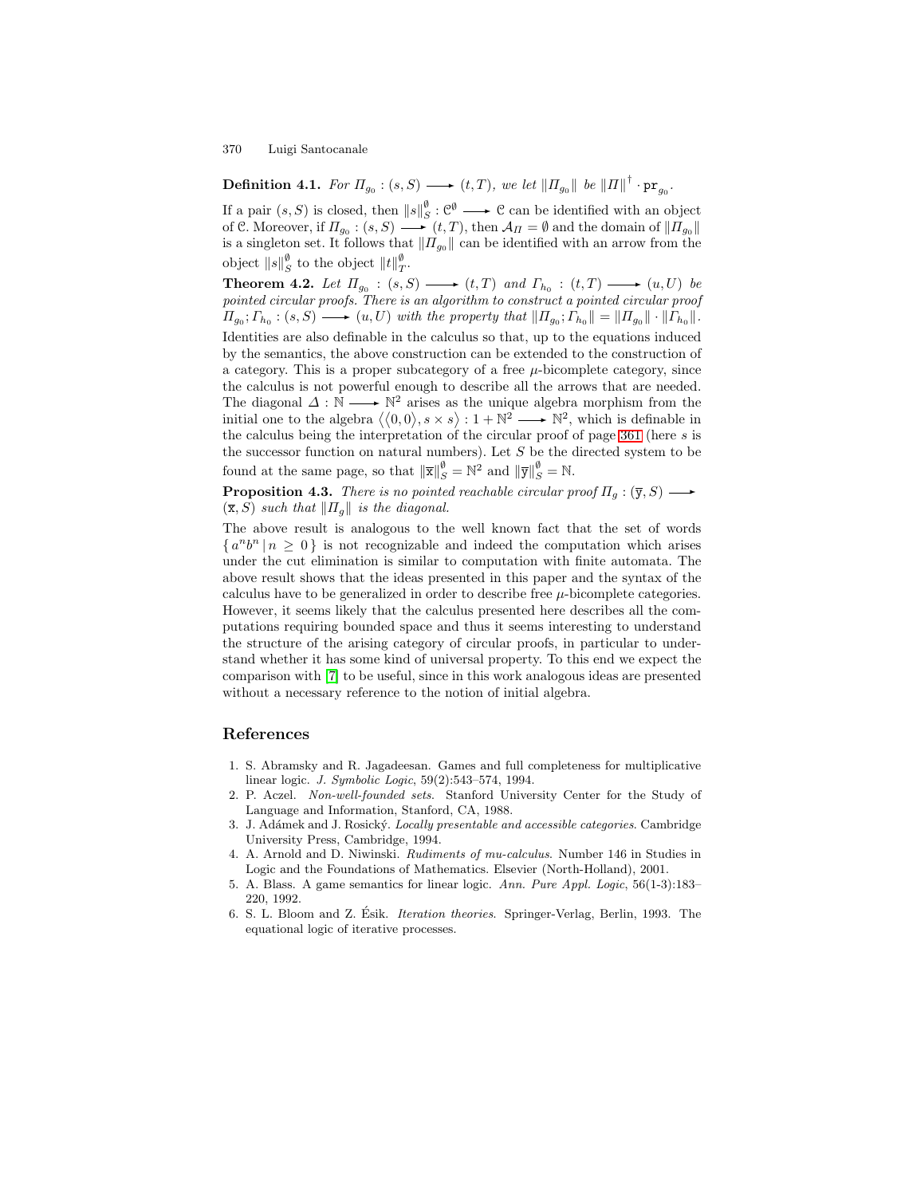**Definition 4.1.** *For $\Pi_{g_0} : (s, S) \longrightarrow (t, T)$, we let $\|\Pi_{g_0}\|$ be $\|\Pi\|^{\dagger} \cdot \mathtt{pr}_{g_0}$.*

If a pair $(s, S)$ is closed, then $\|s\|_S^{\emptyset} : \mathcal{C}^{\emptyset} \longrightarrow \mathcal{C}$ can be identified with an object of $\mathcal{C}$. Moreover, if $\Pi_{g_0} : (s, S) \longrightarrow (t, T)$, then $\mathcal{A}_{\Pi} = \emptyset$ and the domain of $\|\Pi_{g_0}\|$ is a singleton set. It follows that $\|\Pi_{g_0}\|$ can be identified with an arrow from the object $\|s\|_S^{\emptyset}$ to the object $\|t\|_T^{\emptyset}$.

**Theorem 4.2.** *Let $\Pi_{g_0} : (s, S) \longrightarrow (t, T)$ and $\Gamma_{h_0} : (t, T) \longrightarrow (u, U)$ be pointed circular proofs. There is an algorithm to construct a pointed circular proof $\Pi_{g_0}; \Gamma_{h_0} : (s, S) \longrightarrow (u, U)$ with the property that $\|\Pi_{g_0}; \Gamma_{h_0}\| = \|\Pi_{g_0}\| \cdot \|\Gamma_{h_0}\|$.*

Identities are also definable in the calculus so that, up to the equations induced by the semantics, the above construction can be extended to the construction of a category. This is a proper subcategory of a free $\mu$-bicomplete category, since the calculus is not powerful enough to describe all the arrows that are needed. The diagonal $\Delta : \mathbb{N} \longrightarrow \mathbb{N}^2$ arises as the unique algebra morphism from the initial one to the algebra $\langle \langle 0, 0 \rangle, s \times s \rangle : 1 + \mathbb{N}^2 \longrightarrow \mathbb{N}^2$, which is definable in the calculus being the interpretation of the circular proof of page 361 (here $s$ is the successor function on natural numbers). Let $S$ be the directed system to be found at the same page, so that $\|\overline{\mathtt{x}}\|_S^{\emptyset} = \mathbb{N}^2$ and $\|\overline{\mathtt{y}}\|_S^{\emptyset} = \mathbb{N}$.

**Proposition 4.3.** *There is no pointed reachable circular proof $\Pi_g : (\overline{\mathtt{y}}, S) \longrightarrow (\overline{\mathtt{x}}, S)$ such that $\|\Pi_g\|$ is the diagonal.*

The above result is analogous to the well known fact that the set of words $\{ a^n b^n \mid n \geq 0 \}$ is not recognizable and indeed the computation which arises under the cut elimination is similar to computation with finite automata. The above result shows that the ideas presented in this paper and the syntax of the calculus have to be generalized in order to describe free $\mu$-bicomplete categories. However, it seems likely that the calculus presented here describes all the computations requiring bounded space and thus it seems interesting to understand the structure of the arising category of circular proofs, in particular to understand whether it has some kind of universal property. To this end we expect the comparison with [7] to be useful, since in this work analogous ideas are presented without a necessary reference to the notion of initial algebra.

## References

1. S. Abramsky and R. Jagadeesan. Games and full completeness for multiplicative linear logic. *J. Symbolic Logic*, 59(2):543–574, 1994.
2. P. Aczel. *Non-well-founded sets*. Stanford University Center for the Study of Language and Information, Stanford, CA, 1988.
3. J. Adámek and J. Rosický. *Locally presentable and accessible categories*. Cambridge University Press, Cambridge, 1994.
4. A. Arnold and D. Niwinski. *Rudiments of mu-calculus*. Number 146 in Studies in Logic and the Foundations of Mathematics. Elsevier (North-Holland), 2001.
5. A. Blass. A game semantics for linear logic. *Ann. Pure Appl. Logic*, 56(1-3):183–220, 1992.
6. S. L. Bloom and Z. Ésik. *Iteration theories*. Springer-Verlag, Berlin, 1993. The equational logic of iterative processes.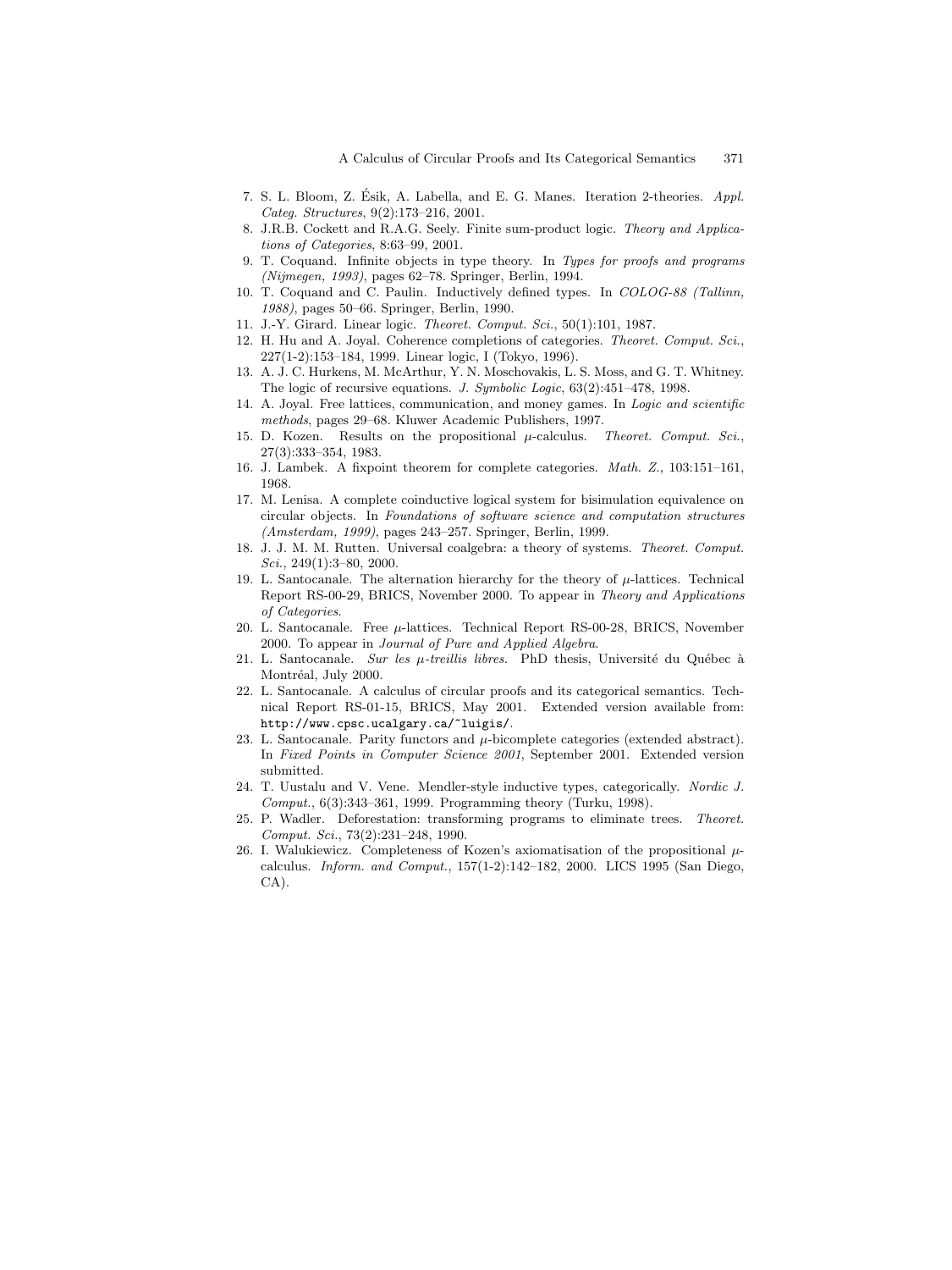7. S. L. Bloom, Z. Ésik, A. Labella, and E. G. Manes. Iteration 2-theories. *Appl. Categ. Structures*, 9(2):173–216, 2001.
8. J.R.B. Cockett and R.A.G. Seely. Finite sum-product logic. *Theory and Applications of Categories*, 8:63–99, 2001.
9. T. Coquand. Infinite objects in type theory. In *Types for proofs and programs (Nijmegen, 1993)*, pages 62–78. Springer, Berlin, 1994.
10. T. Coquand and C. Paulin. Inductively defined types. In *COLOG-88 (Tallinn, 1988)*, pages 50–66. Springer, Berlin, 1990.
11. J.-Y. Girard. Linear logic. *Theoret. Comput. Sci.*, 50(1):101, 1987.
12. H. Hu and A. Joyal. Coherence completions of categories. *Theoret. Comput. Sci.*, 227(1-2):153–184, 1999. Linear logic, I (Tokyo, 1996).
13. A. J. C. Hurkens, M. McArthur, Y. N. Moschovakis, L. S. Moss, and G. T. Whitney. The logic of recursive equations. *J. Symbolic Logic*, 63(2):451–478, 1998.
14. A. Joyal. Free lattices, communication, and money games. In *Logic and scientific methods*, pages 29–68. Kluwer Academic Publishers, 1997.
15. D. Kozen. Results on the propositional $\mu$-calculus. *Theoret. Comput. Sci.*, 27(3):333–354, 1983.
16. J. Lambek. A fixpoint theorem for complete categories. *Math. Z.*, 103:151–161, 1968.
17. M. Lenisa. A complete coinductive logical system for bisimulation equivalence on circular objects. In *Foundations of software science and computation structures (Amsterdam, 1999)*, pages 243–257. Springer, Berlin, 1999.
18. J. J. M. M. Rutten. Universal coalgebra: a theory of systems. *Theoret. Comput. Sci.*, 249(1):3–80, 2000.
19. L. Santocanale. The alternation hierarchy for the theory of $\mu$-lattices. Technical Report RS-00-29, BRICS, November 2000. To appear in *Theory and Applications of Categories*.
20. L. Santocanale. Free $\mu$-lattices. Technical Report RS-00-28, BRICS, November 2000. To appear in *Journal of Pure and Applied Algebra*.
21. L. Santocanale. *Sur les $\mu$-treillis libres*. PhD thesis, Université du Québec à Montréal, July 2000.
22. L. Santocanale. A calculus of circular proofs and its categorical semantics. Technical Report RS-01-15, BRICS, May 2001. Extended version available from: `http://www.cpsc.ucalgary.ca/~luigis/`.
23. L. Santocanale. Parity functors and $\mu$-bicomplete categories (extended abstract). In *Fixed Points in Computer Science 2001*, September 2001. Extended version submitted.
24. T. Uustalu and V. Vene. Mendler-style inductive types, categorically. *Nordic J. Comput.*, 6(3):343–361, 1999. Programming theory (Turku, 1998).
25. P. Wadler. Deforestation: transforming programs to eliminate trees. *Theoret. Comput. Sci.*, 73(2):231–248, 1990.
26. I. Walukiewicz. Completeness of Kozen's axiomatisation of the propositional $\mu$-calculus. *Inform. and Comput.*, 157(1-2):142–182, 2000. LICS 1995 (San Diego, CA).